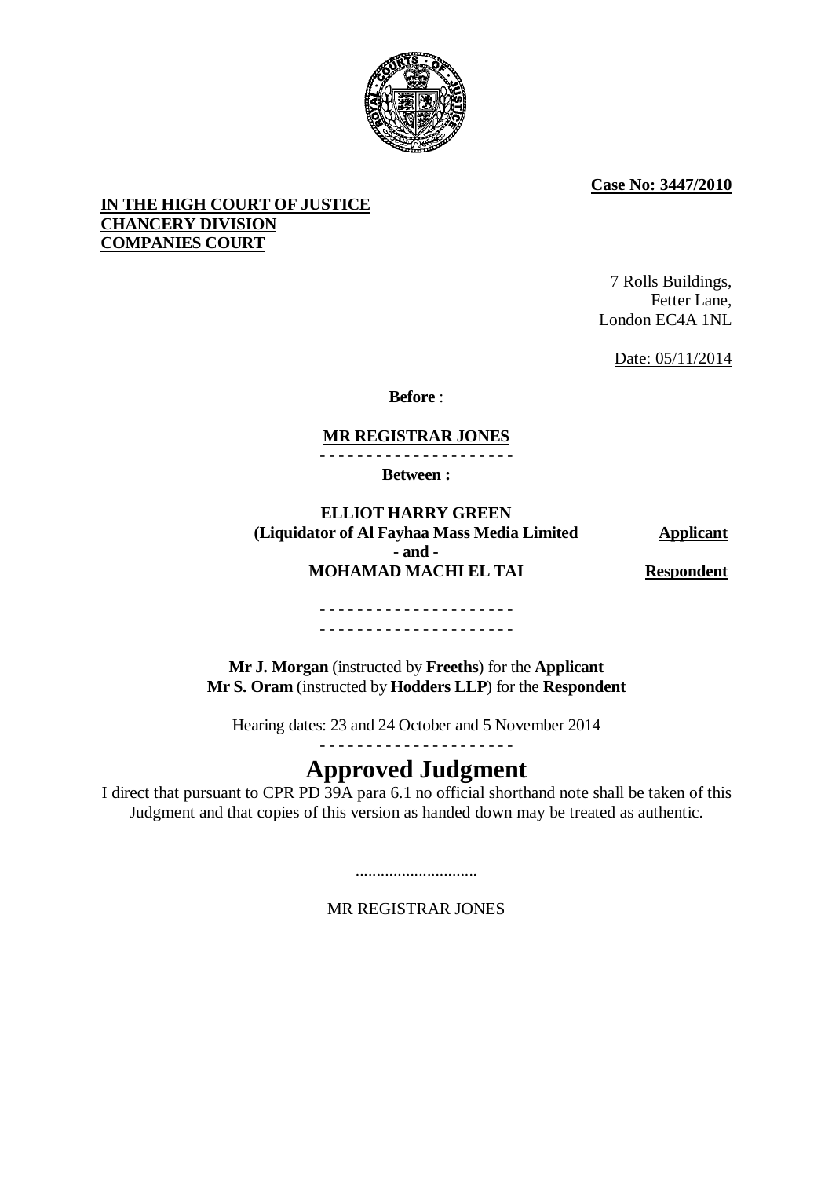**Case No: 3447/2010**

**IN THE HIGH COURT OF JUSTICE**
**CHANCERY DIVISION**
**COMPANIES COURT**

7 Rolls Buildings,
Fetter Lane,
London EC4A 1NL

Date: 05/11/2014

**Before** :

**MR REGISTRAR JONES**

- - - - - - - - - - - - - - - - - - - - -

**Between :**

| | |
|---|---|
| **ELLIOT HARRY GREEN** **(Liquidator of Al Fayhaa Mass Media Limited** | **Applicant** |
| **- and -** | |
| **MOHAMAD MACHI EL TAI** | **Respondent** |

- - - - - - - - - - - - - - - - - - - - -
- - - - - - - - - - - - - - - - - - - - -

**Mr J. Morgan** (instructed by **Freeths**) for the **Applicant**
**Mr S. Oram** (instructed by **Hodders LLP**) for the **Respondent**

Hearing dates: 23 and 24 October and 5 November 2014

- - - - - - - - - - - - - - - - - - - - -

# Approved Judgment

I direct that pursuant to CPR PD 39A para 6.1 no official shorthand note shall be taken of this Judgment and that copies of this version as handed down may be treated as authentic.

.............................

MR REGISTRAR JONES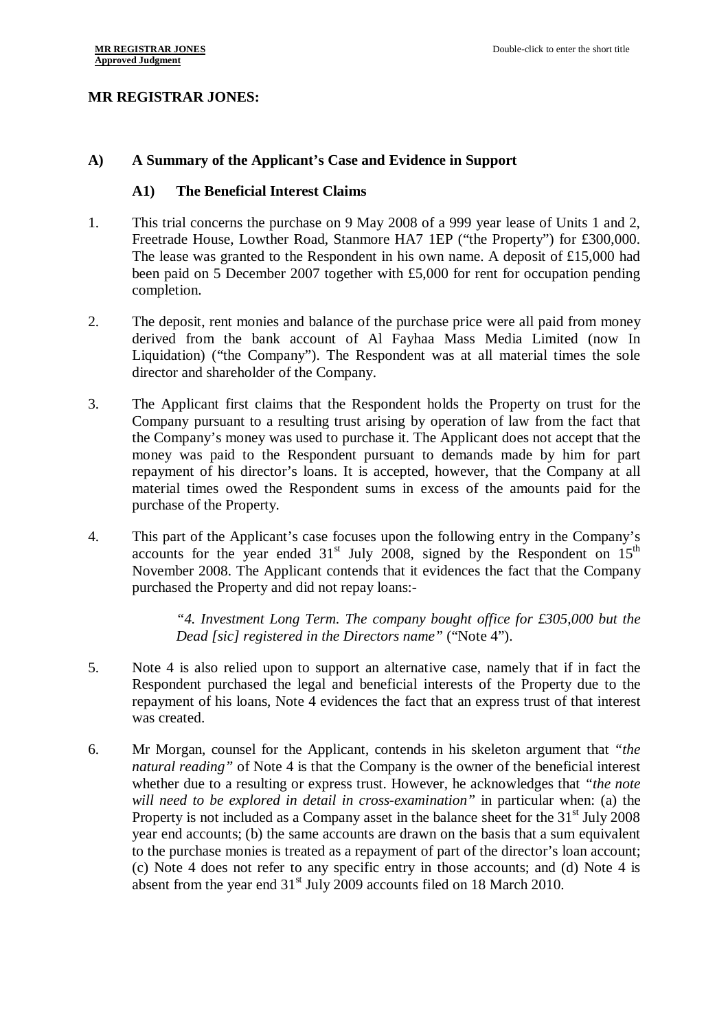**MR REGISTRAR JONES:**

## A) A Summary of the Applicant's Case and Evidence in Support

### A1) The Beneficial Interest Claims

1. This trial concerns the purchase on 9 May 2008 of a 999 year lease of Units 1 and 2, Freetrade House, Lowther Road, Stanmore HA7 1EP ("the Property") for £300,000. The lease was granted to the Respondent in his own name. A deposit of £15,000 had been paid on 5 December 2007 together with £5,000 for rent for occupation pending completion.

2. The deposit, rent monies and balance of the purchase price were all paid from money derived from the bank account of Al Fayhaa Mass Media Limited (now In Liquidation) ("the Company"). The Respondent was at all material times the sole director and shareholder of the Company.

3. The Applicant first claims that the Respondent holds the Property on trust for the Company pursuant to a resulting trust arising by operation of law from the fact that the Company's money was used to purchase it. The Applicant does not accept that the money was paid to the Respondent pursuant to demands made by him for part repayment of his director's loans. It is accepted, however, that the Company at all material times owed the Respondent sums in excess of the amounts paid for the purchase of the Property.

4. This part of the Applicant's case focuses upon the following entry in the Company's accounts for the year ended 31st July 2008, signed by the Respondent on 15th November 2008. The Applicant contends that it evidences the fact that the Company purchased the Property and did not repay loans:-

   > *"4. Investment Long Term. The company bought office for £305,000 but the Dead [sic] registered in the Directors name"* ("Note 4").

5. Note 4 is also relied upon to support an alternative case, namely that if in fact the Respondent purchased the legal and beneficial interests of the Property due to the repayment of his loans, Note 4 evidences the fact that an express trust of that interest was created.

6. Mr Morgan, counsel for the Applicant, contends in his skeleton argument that *"the natural reading"* of Note 4 is that the Company is the owner of the beneficial interest whether due to a resulting or express trust. However, he acknowledges that *"the note will need to be explored in detail in cross-examination"* in particular when: (a) the Property is not included as a Company asset in the balance sheet for the 31st July 2008 year end accounts; (b) the same accounts are drawn on the basis that a sum equivalent to the purchase monies is treated as a repayment of part of the director's loan account; (c) Note 4 does not refer to any specific entry in those accounts; and (d) Note 4 is absent from the year end 31st July 2009 accounts filed on 18 March 2010.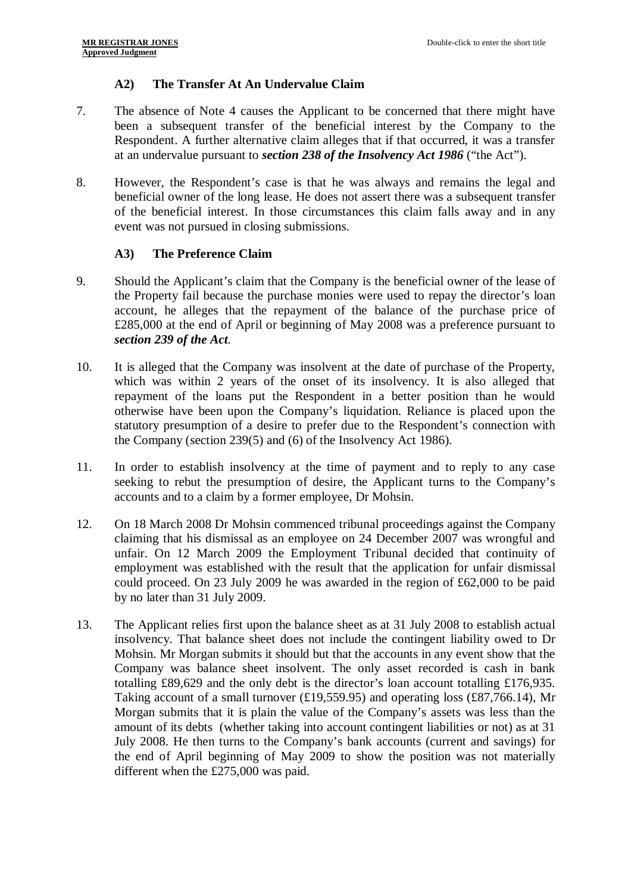### A2) The Transfer At An Undervalue Claim

7. The absence of Note 4 causes the Applicant to be concerned that there might have been a subsequent transfer of the beneficial interest by the Company to the Respondent. A further alternative claim alleges that if that occurred, it was a transfer at an undervalue pursuant to ***section 238 of the Insolvency Act 1986*** ("the Act").

8. However, the Respondent's case is that he was always and remains the legal and beneficial owner of the long lease. He does not assert there was a subsequent transfer of the beneficial interest. In those circumstances this claim falls away and in any event was not pursued in closing submissions.

### A3) The Preference Claim

9. Should the Applicant's claim that the Company is the beneficial owner of the lease of the Property fail because the purchase monies were used to repay the director's loan account, he alleges that the repayment of the balance of the purchase price of £285,000 at the end of April or beginning of May 2008 was a preference pursuant to ***section 239 of the Act***.

10. It is alleged that the Company was insolvent at the date of purchase of the Property, which was within 2 years of the onset of its insolvency. It is also alleged that repayment of the loans put the Respondent in a better position than he would otherwise have been upon the Company's liquidation. Reliance is placed upon the statutory presumption of a desire to prefer due to the Respondent's connection with the Company (section 239(5) and (6) of the Insolvency Act 1986).

11. In order to establish insolvency at the time of payment and to reply to any case seeking to rebut the presumption of desire, the Applicant turns to the Company's accounts and to a claim by a former employee, Dr Mohsin.

12. On 18 March 2008 Dr Mohsin commenced tribunal proceedings against the Company claiming that his dismissal as an employee on 24 December 2007 was wrongful and unfair. On 12 March 2009 the Employment Tribunal decided that continuity of employment was established with the result that the application for unfair dismissal could proceed. On 23 July 2009 he was awarded in the region of £62,000 to be paid by no later than 31 July 2009.

13. The Applicant relies first upon the balance sheet as at 31 July 2008 to establish actual insolvency. That balance sheet does not include the contingent liability owed to Dr Mohsin. Mr Morgan submits it should but that the accounts in any event show that the Company was balance sheet insolvent. The only asset recorded is cash in bank totalling £89,629 and the only debt is the director's loan account totalling £176,935. Taking account of a small turnover (£19,559.95) and operating loss (£87,766.14), Mr Morgan submits that it is plain the value of the Company's assets was less than the amount of its debts (whether taking into account contingent liabilities or not) as at 31 July 2008. He then turns to the Company's bank accounts (current and savings) for the end of April beginning of May 2009 to show the position was not materially different when the £275,000 was paid.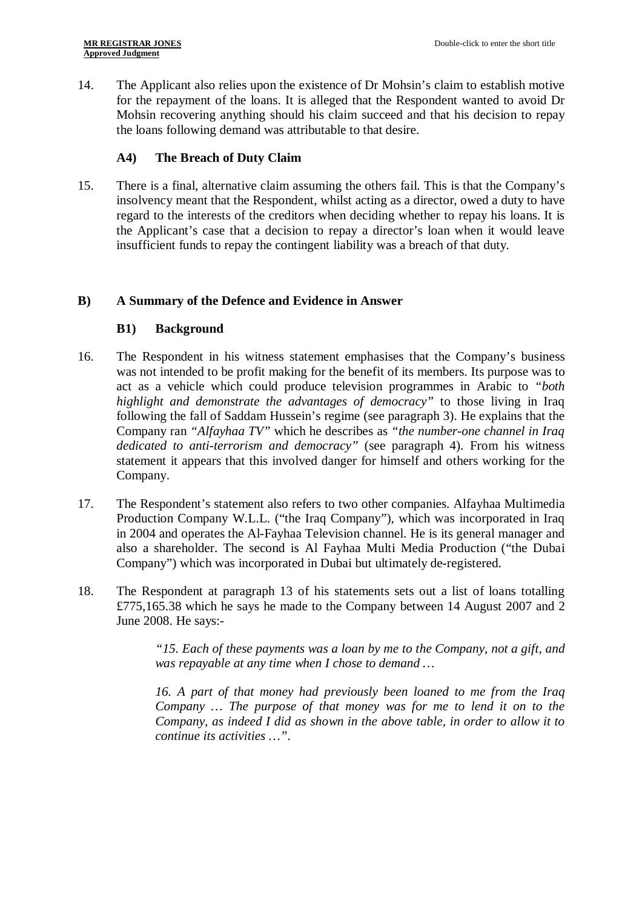14. The Applicant also relies upon the existence of Dr Mohsin's claim to establish motive for the repayment of the loans. It is alleged that the Respondent wanted to avoid Dr Mohsin recovering anything should his claim succeed and that his decision to repay the loans following demand was attributable to that desire.

### A4) The Breach of Duty Claim

15. There is a final, alternative claim assuming the others fail. This is that the Company's insolvency meant that the Respondent, whilst acting as a director, owed a duty to have regard to the interests of the creditors when deciding whether to repay his loans. It is the Applicant's case that a decision to repay a director's loan when it would leave insufficient funds to repay the contingent liability was a breach of that duty.

## B) A Summary of the Defence and Evidence in Answer

### B1) Background

16. The Respondent in his witness statement emphasises that the Company's business was not intended to be profit making for the benefit of its members. Its purpose was to act as a vehicle which could produce television programmes in Arabic to *"both highlight and demonstrate the advantages of democracy"* to those living in Iraq following the fall of Saddam Hussein's regime (see paragraph 3). He explains that the Company ran *"Alfayhaa TV"* which he describes as *"the number-one channel in Iraq dedicated to anti-terrorism and democracy"* (see paragraph 4). From his witness statement it appears that this involved danger for himself and others working for the Company.

17. The Respondent's statement also refers to two other companies. Alfayhaa Multimedia Production Company W.L.L. ("the Iraq Company"), which was incorporated in Iraq in 2004 and operates the Al-Fayhaa Television channel. He is its general manager and also a shareholder. The second is Al Fayhaa Multi Media Production ("the Dubai Company") which was incorporated in Dubai but ultimately de-registered.

18. The Respondent at paragraph 13 of his statements sets out a list of loans totalling £775,165.38 which he says he made to the Company between 14 August 2007 and 2 June 2008. He says:-

> *"15. Each of these payments was a loan by me to the Company, not a gift, and was repayable at any time when I chose to demand …*
>
> *16. A part of that money had previously been loaned to me from the Iraq Company … The purpose of that money was for me to lend it on to the Company, as indeed I did as shown in the above table, in order to allow it to continue its activities …"*.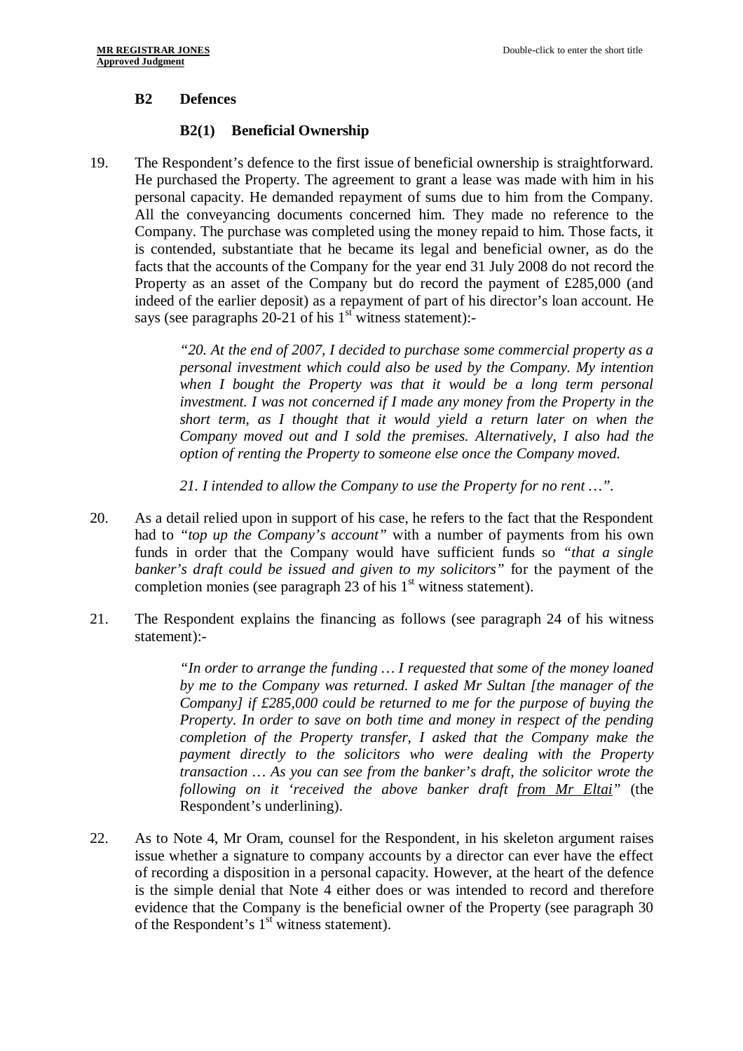### B2 Defences

#### B2(1) Beneficial Ownership

19. The Respondent's defence to the first issue of beneficial ownership is straightforward. He purchased the Property. The agreement to grant a lease was made with him in his personal capacity. He demanded repayment of sums due to him from the Company. All the conveyancing documents concerned him. They made no reference to the Company. The purchase was completed using the money repaid to him. Those facts, it is contended, substantiate that he became its legal and beneficial owner, as do the facts that the accounts of the Company for the year end 31 July 2008 do not record the Property as an asset of the Company but do record the payment of £285,000 (and indeed of the earlier deposit) as a repayment of part of his director's loan account. He says (see paragraphs 20-21 of his 1st witness statement):-

> *"20. At the end of 2007, I decided to purchase some commercial property as a personal investment which could also be used by the Company. My intention when I bought the Property was that it would be a long term personal investment. I was not concerned if I made any money from the Property in the short term, as I thought that it would yield a return later on when the Company moved out and I sold the premises. Alternatively, I also had the option of renting the Property to someone else once the Company moved.*
>
> *21. I intended to allow the Company to use the Property for no rent …".*

20. As a detail relied upon in support of his case, he refers to the fact that the Respondent had to *"top up the Company's account"* with a number of payments from his own funds in order that the Company would have sufficient funds so *"that a single banker's draft could be issued and given to my solicitors"* for the payment of the completion monies (see paragraph 23 of his 1st witness statement).

21. The Respondent explains the financing as follows (see paragraph 24 of his witness statement):-

> *"In order to arrange the funding … I requested that some of the money loaned by me to the Company was returned. I asked Mr Sultan [the manager of the Company] if £285,000 could be returned to me for the purpose of buying the Property. In order to save on both time and money in respect of the pending completion of the Property transfer, I asked that the Company make the payment directly to the solicitors who were dealing with the Property transaction … As you can see from the banker's draft, the solicitor wrote the following on it 'received the above banker draft <u>from Mr Eltai</u>"* (the Respondent's underlining).

22. As to Note 4, Mr Oram, counsel for the Respondent, in his skeleton argument raises issue whether a signature to company accounts by a director can ever have the effect of recording a disposition in a personal capacity. However, at the heart of the defence is the simple denial that Note 4 either does or was intended to record and therefore evidence that the Company is the beneficial owner of the Property (see paragraph 30 of the Respondent's 1st witness statement).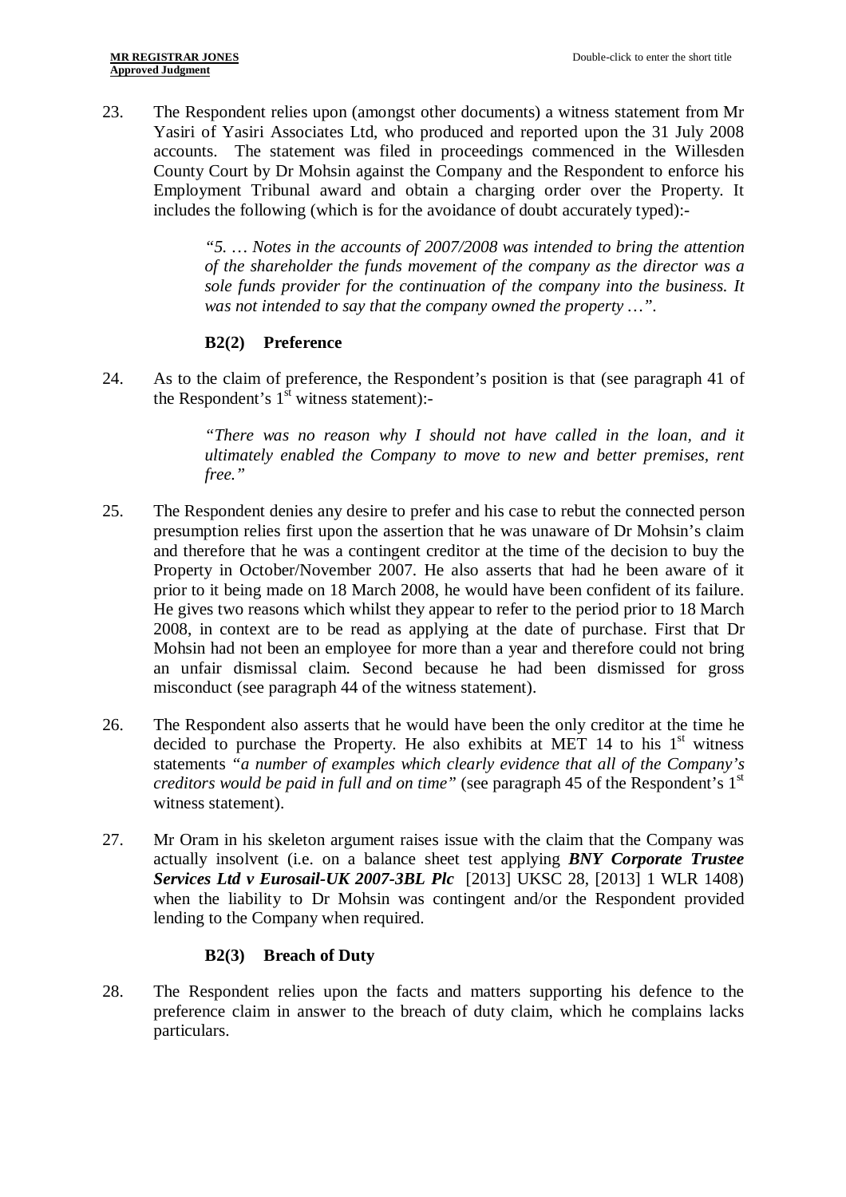23. The Respondent relies upon (amongst other documents) a witness statement from Mr Yasiri of Yasiri Associates Ltd, who produced and reported upon the 31 July 2008 accounts. The statement was filed in proceedings commenced in the Willesden County Court by Dr Mohsin against the Company and the Respondent to enforce his Employment Tribunal award and obtain a charging order over the Property. It includes the following (which is for the avoidance of doubt accurately typed):-

> *"5. … Notes in the accounts of 2007/2008 was intended to bring the attention of the shareholder the funds movement of the company as the director was a sole funds provider for the continuation of the company into the business. It was not intended to say that the company owned the property …".*

### B2(2) Preference

24. As to the claim of preference, the Respondent's position is that (see paragraph 41 of the Respondent's 1st witness statement):-

> *"There was no reason why I should not have called in the loan, and it ultimately enabled the Company to move to new and better premises, rent free."*

25. The Respondent denies any desire to prefer and his case to rebut the connected person presumption relies first upon the assertion that he was unaware of Dr Mohsin's claim and therefore that he was a contingent creditor at the time of the decision to buy the Property in October/November 2007. He also asserts that had he been aware of it prior to it being made on 18 March 2008, he would have been confident of its failure. He gives two reasons which whilst they appear to refer to the period prior to 18 March 2008, in context are to be read as applying at the date of purchase. First that Dr Mohsin had not been an employee for more than a year and therefore could not bring an unfair dismissal claim. Second because he had been dismissed for gross misconduct (see paragraph 44 of the witness statement).

26. The Respondent also asserts that he would have been the only creditor at the time he decided to purchase the Property. He also exhibits at MET 14 to his 1st witness statements *"a number of examples which clearly evidence that all of the Company's creditors would be paid in full and on time"* (see paragraph 45 of the Respondent's 1st witness statement).

27. Mr Oram in his skeleton argument raises issue with the claim that the Company was actually insolvent (i.e. on a balance sheet test applying ***BNY Corporate Trustee Services Ltd v Eurosail-UK 2007-3BL Plc*** [2013] UKSC 28, [2013] 1 WLR 1408) when the liability to Dr Mohsin was contingent and/or the Respondent provided lending to the Company when required.

### B2(3) Breach of Duty

28. The Respondent relies upon the facts and matters supporting his defence to the preference claim in answer to the breach of duty claim, which he complains lacks particulars.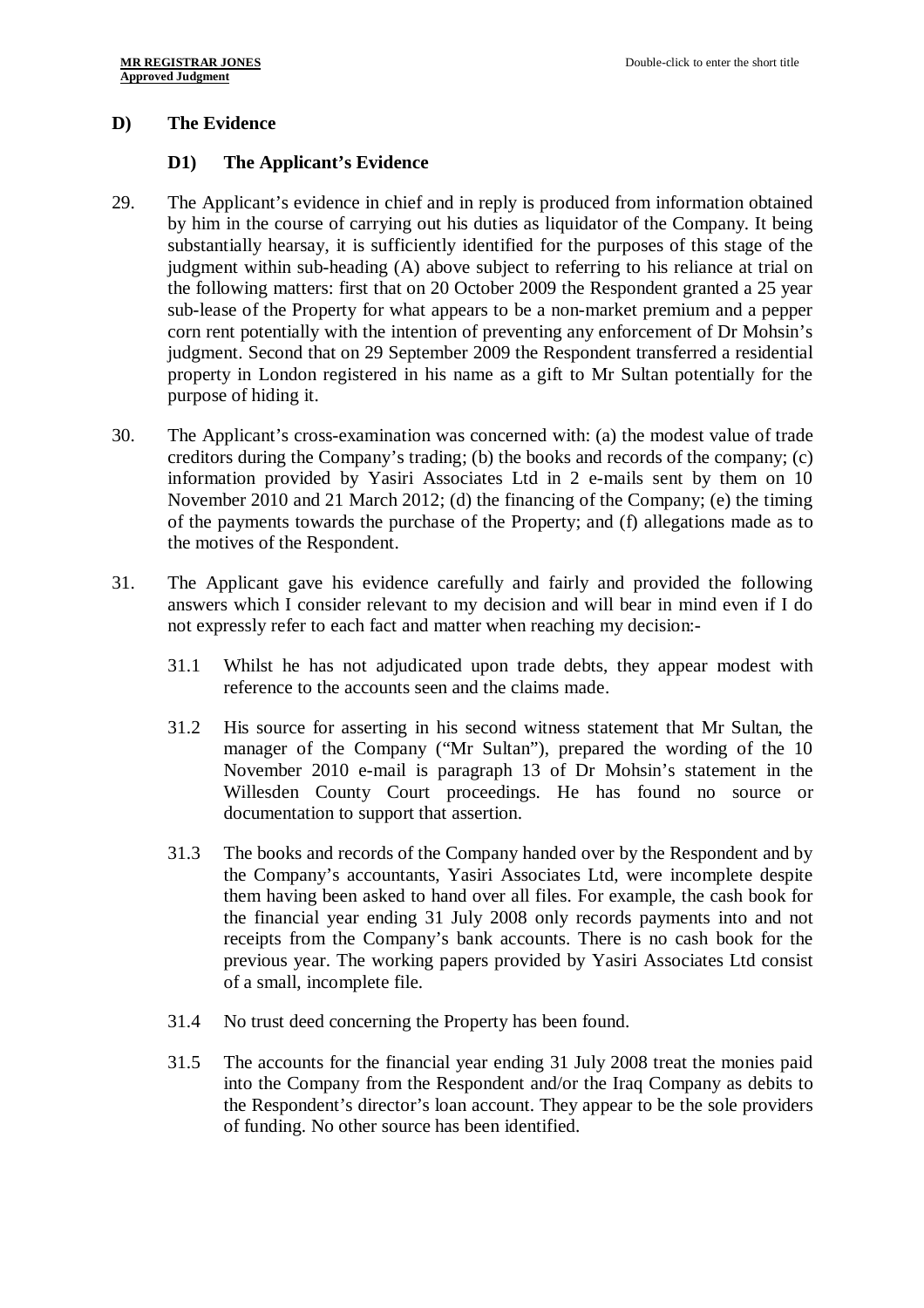## D) The Evidence

### D1) The Applicant's Evidence

29. The Applicant's evidence in chief and in reply is produced from information obtained by him in the course of carrying out his duties as liquidator of the Company. It being substantially hearsay, it is sufficiently identified for the purposes of this stage of the judgment within sub-heading (A) above subject to referring to his reliance at trial on the following matters: first that on 20 October 2009 the Respondent granted a 25 year sub-lease of the Property for what appears to be a non-market premium and a pepper corn rent potentially with the intention of preventing any enforcement of Dr Mohsin's judgment. Second that on 29 September 2009 the Respondent transferred a residential property in London registered in his name as a gift to Mr Sultan potentially for the purpose of hiding it.

30. The Applicant's cross-examination was concerned with: (a) the modest value of trade creditors during the Company's trading; (b) the books and records of the company; (c) information provided by Yasiri Associates Ltd in 2 e-mails sent by them on 10 November 2010 and 21 March 2012; (d) the financing of the Company; (e) the timing of the payments towards the purchase of the Property; and (f) allegations made as to the motives of the Respondent.

31. The Applicant gave his evidence carefully and fairly and provided the following answers which I consider relevant to my decision and will bear in mind even if I do not expressly refer to each fact and matter when reaching my decision:-

    31.1 Whilst he has not adjudicated upon trade debts, they appear modest with reference to the accounts seen and the claims made.

    31.2 His source for asserting in his second witness statement that Mr Sultan, the manager of the Company ("Mr Sultan"), prepared the wording of the 10 November 2010 e-mail is paragraph 13 of Dr Mohsin's statement in the Willesden County Court proceedings. He has found no source or documentation to support that assertion.

    31.3 The books and records of the Company handed over by the Respondent and by the Company's accountants, Yasiri Associates Ltd, were incomplete despite them having been asked to hand over all files. For example, the cash book for the financial year ending 31 July 2008 only records payments into and not receipts from the Company's bank accounts. There is no cash book for the previous year. The working papers provided by Yasiri Associates Ltd consist of a small, incomplete file.

    31.4 No trust deed concerning the Property has been found.

    31.5 The accounts for the financial year ending 31 July 2008 treat the monies paid into the Company from the Respondent and/or the Iraq Company as debits to the Respondent's director's loan account. They appear to be the sole providers of funding. No other source has been identified.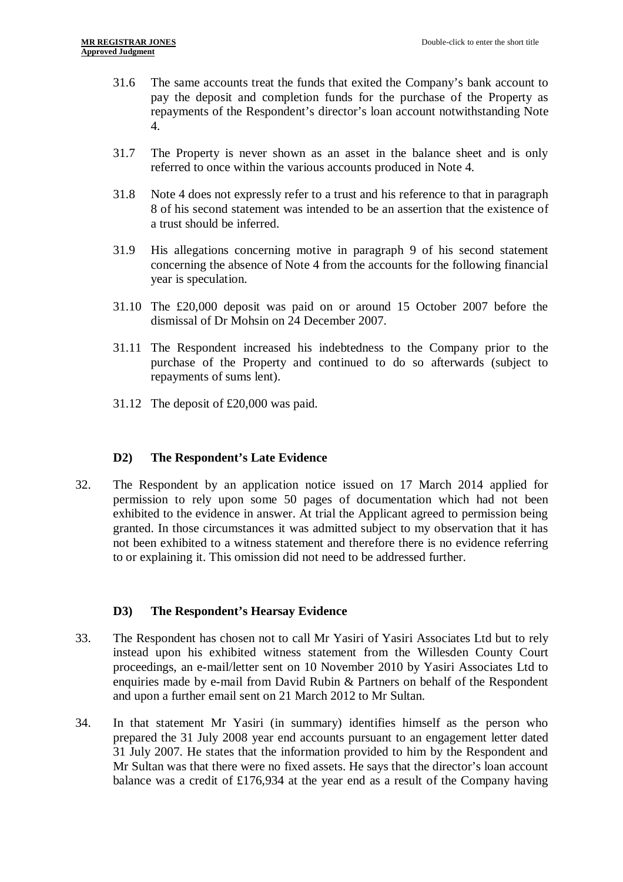31.6 The same accounts treat the funds that exited the Company's bank account to pay the deposit and completion funds for the purchase of the Property as repayments of the Respondent's director's loan account notwithstanding Note 4.

31.7 The Property is never shown as an asset in the balance sheet and is only referred to once within the various accounts produced in Note 4.

31.8 Note 4 does not expressly refer to a trust and his reference to that in paragraph 8 of his second statement was intended to be an assertion that the existence of a trust should be inferred.

31.9 His allegations concerning motive in paragraph 9 of his second statement concerning the absence of Note 4 from the accounts for the following financial year is speculation.

31.10 The £20,000 deposit was paid on or around 15 October 2007 before the dismissal of Dr Mohsin on 24 December 2007.

31.11 The Respondent increased his indebtedness to the Company prior to the purchase of the Property and continued to do so afterwards (subject to repayments of sums lent).

31.12 The deposit of £20,000 was paid.

### D2) The Respondent's Late Evidence

32. The Respondent by an application notice issued on 17 March 2014 applied for permission to rely upon some 50 pages of documentation which had not been exhibited to the evidence in answer. At trial the Applicant agreed to permission being granted. In those circumstances it was admitted subject to my observation that it has not been exhibited to a witness statement and therefore there is no evidence referring to or explaining it. This omission did not need to be addressed further.

### D3) The Respondent's Hearsay Evidence

33. The Respondent has chosen not to call Mr Yasiri of Yasiri Associates Ltd but to rely instead upon his exhibited witness statement from the Willesden County Court proceedings, an e-mail/letter sent on 10 November 2010 by Yasiri Associates Ltd to enquiries made by e-mail from David Rubin & Partners on behalf of the Respondent and upon a further email sent on 21 March 2012 to Mr Sultan.

34. In that statement Mr Yasiri (in summary) identifies himself as the person who prepared the 31 July 2008 year end accounts pursuant to an engagement letter dated 31 July 2007. He states that the information provided to him by the Respondent and Mr Sultan was that there were no fixed assets. He says that the director's loan account balance was a credit of £176,934 at the year end as a result of the Company having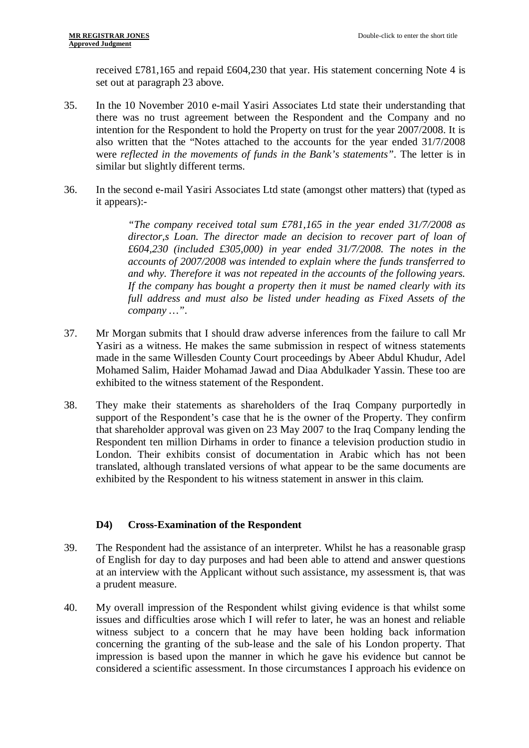received £781,165 and repaid £604,230 that year. His statement concerning Note 4 is set out at paragraph 23 above.

35. In the 10 November 2010 e-mail Yasiri Associates Ltd state their understanding that there was no trust agreement between the Respondent and the Company and no intention for the Respondent to hold the Property on trust for the year 2007/2008. It is also written that the "Notes attached to the accounts for the year ended 31/7/2008 were *reflected in the movements of funds in the Bank's statements*". The letter is in similar but slightly different terms.

36. In the second e-mail Yasiri Associates Ltd state (amongst other matters) that (typed as it appears):-

> *"The company received total sum £781,165 in the year ended 31/7/2008 as director,s Loan. The director made an decision to recover part of loan of £604,230 (included £305,000) in year ended 31/7/2008. The notes in the accounts of 2007/2008 was intended to explain where the funds transferred to and why. Therefore it was not repeated in the accounts of the following years. If the company has bought a property then it must be named clearly with its full address and must also be listed under heading as Fixed Assets of the company …".*

37. Mr Morgan submits that I should draw adverse inferences from the failure to call Mr Yasiri as a witness. He makes the same submission in respect of witness statements made in the same Willesden County Court proceedings by Abeer Abdul Khudur, Adel Mohamed Salim, Haider Mohamad Jawad and Diaa Abdulkader Yassin. These too are exhibited to the witness statement of the Respondent.

38. They make their statements as shareholders of the Iraq Company purportedly in support of the Respondent's case that he is the owner of the Property. They confirm that shareholder approval was given on 23 May 2007 to the Iraq Company lending the Respondent ten million Dirhams in order to finance a television production studio in London. Their exhibits consist of documentation in Arabic which has not been translated, although translated versions of what appear to be the same documents are exhibited by the Respondent to his witness statement in answer in this claim.

### D4) Cross-Examination of the Respondent

39. The Respondent had the assistance of an interpreter. Whilst he has a reasonable grasp of English for day to day purposes and had been able to attend and answer questions at an interview with the Applicant without such assistance, my assessment is, that was a prudent measure.

40. My overall impression of the Respondent whilst giving evidence is that whilst some issues and difficulties arose which I will refer to later, he was an honest and reliable witness subject to a concern that he may have been holding back information concerning the granting of the sub-lease and the sale of his London property. That impression is based upon the manner in which he gave his evidence but cannot be considered a scientific assessment. In those circumstances I approach his evidence on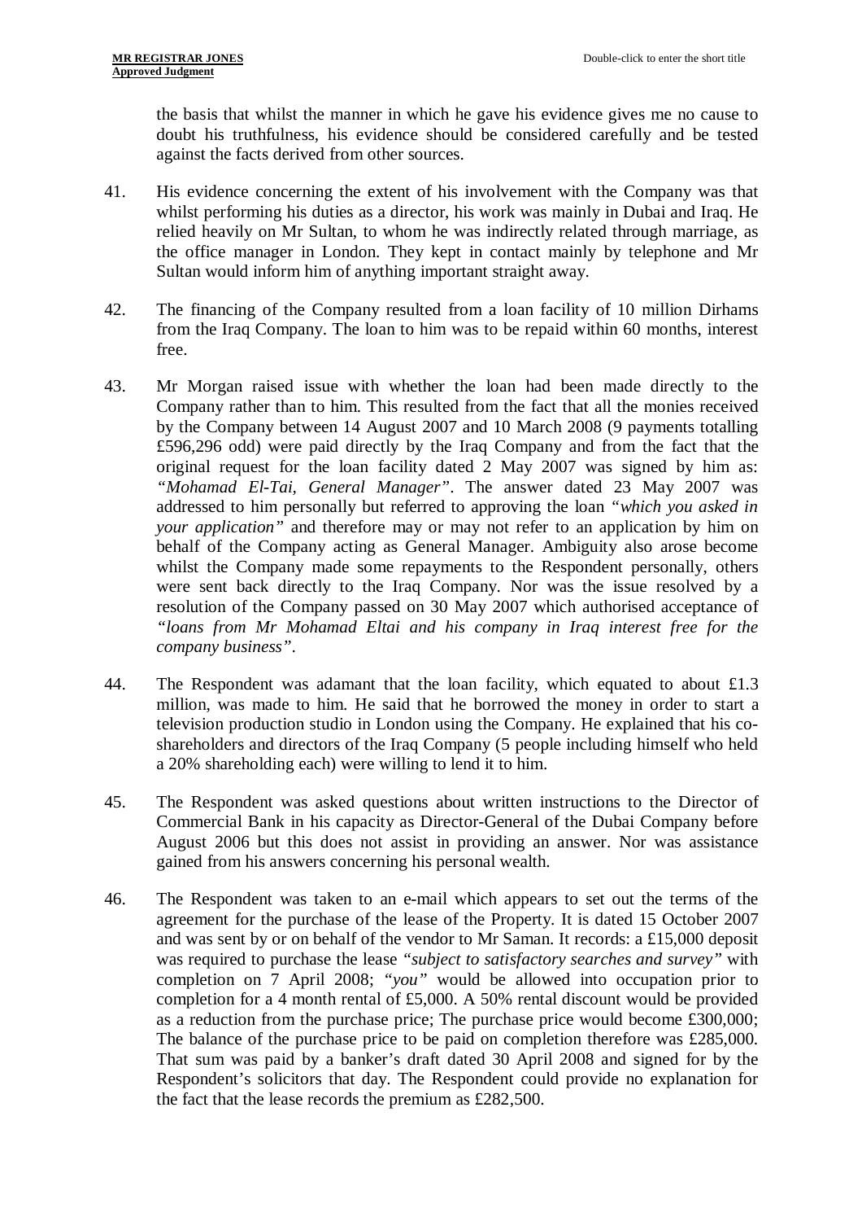the basis that whilst the manner in which he gave his evidence gives me no cause to doubt his truthfulness, his evidence should be considered carefully and be tested against the facts derived from other sources.

41. His evidence concerning the extent of his involvement with the Company was that whilst performing his duties as a director, his work was mainly in Dubai and Iraq. He relied heavily on Mr Sultan, to whom he was indirectly related through marriage, as the office manager in London. They kept in contact mainly by telephone and Mr Sultan would inform him of anything important straight away.

42. The financing of the Company resulted from a loan facility of 10 million Dirhams from the Iraq Company. The loan to him was to be repaid within 60 months, interest free.

43. Mr Morgan raised issue with whether the loan had been made directly to the Company rather than to him. This resulted from the fact that all the monies received by the Company between 14 August 2007 and 10 March 2008 (9 payments totalling £596,296 odd) were paid directly by the Iraq Company and from the fact that the original request for the loan facility dated 2 May 2007 was signed by him as: *"Mohamad El-Tai, General Manager"*. The answer dated 23 May 2007 was addressed to him personally but referred to approving the loan *"which you asked in your application"* and therefore may or may not refer to an application by him on behalf of the Company acting as General Manager. Ambiguity also arose become whilst the Company made some repayments to the Respondent personally, others were sent back directly to the Iraq Company. Nor was the issue resolved by a resolution of the Company passed on 30 May 2007 which authorised acceptance of *"loans from Mr Mohamad Eltai and his company in Iraq interest free for the company business"*.

44. The Respondent was adamant that the loan facility, which equated to about £1.3 million, was made to him. He said that he borrowed the money in order to start a television production studio in London using the Company. He explained that his co-shareholders and directors of the Iraq Company (5 people including himself who held a 20% shareholding each) were willing to lend it to him.

45. The Respondent was asked questions about written instructions to the Director of Commercial Bank in his capacity as Director-General of the Dubai Company before August 2006 but this does not assist in providing an answer. Nor was assistance gained from his answers concerning his personal wealth.

46. The Respondent was taken to an e-mail which appears to set out the terms of the agreement for the purchase of the lease of the Property. It is dated 15 October 2007 and was sent by or on behalf of the vendor to Mr Saman. It records: a £15,000 deposit was required to purchase the lease *"subject to satisfactory searches and survey"* with completion on 7 April 2008; *"you"* would be allowed into occupation prior to completion for a 4 month rental of £5,000. A 50% rental discount would be provided as a reduction from the purchase price; The purchase price would become £300,000; The balance of the purchase price to be paid on completion therefore was £285,000. That sum was paid by a banker's draft dated 30 April 2008 and signed for by the Respondent's solicitors that day. The Respondent could provide no explanation for the fact that the lease records the premium as £282,500.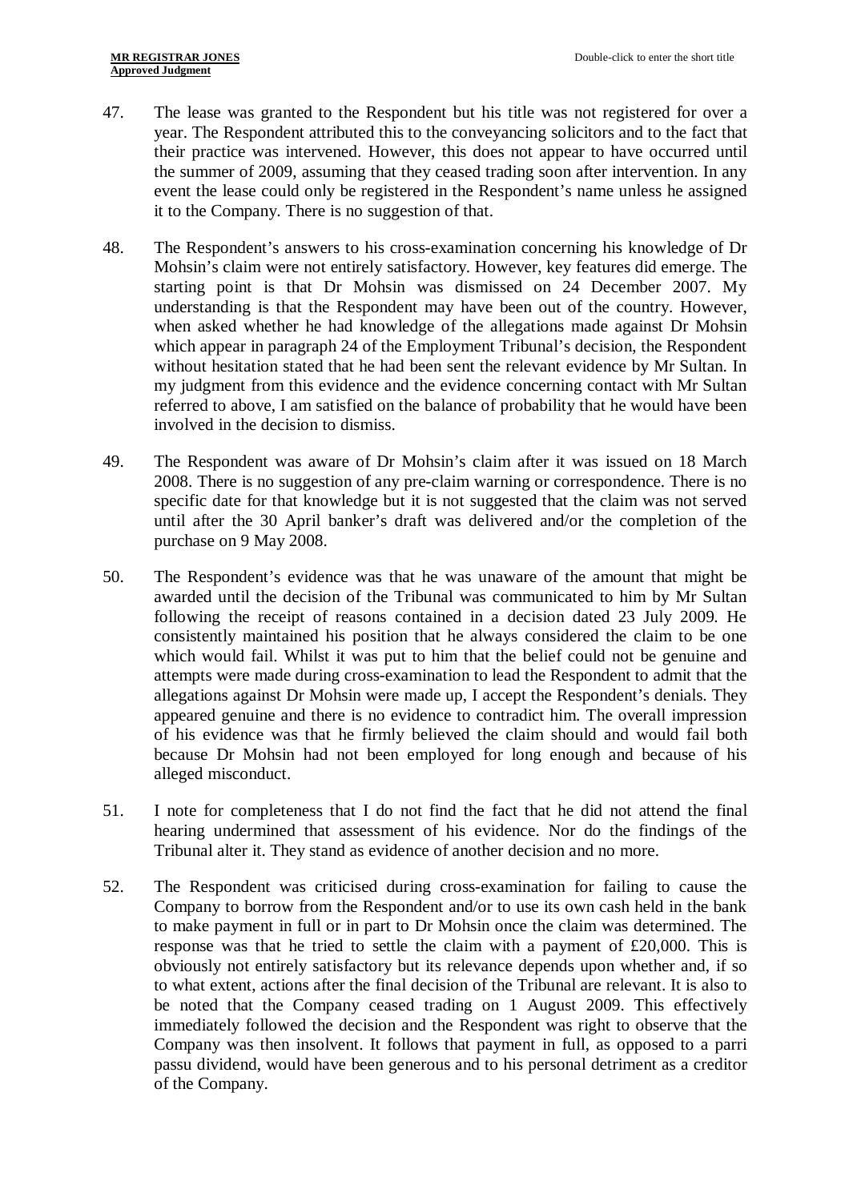47. The lease was granted to the Respondent but his title was not registered for over a year. The Respondent attributed this to the conveyancing solicitors and to the fact that their practice was intervened. However, this does not appear to have occurred until the summer of 2009, assuming that they ceased trading soon after intervention. In any event the lease could only be registered in the Respondent's name unless he assigned it to the Company. There is no suggestion of that.

48. The Respondent's answers to his cross-examination concerning his knowledge of Dr Mohsin's claim were not entirely satisfactory. However, key features did emerge. The starting point is that Dr Mohsin was dismissed on 24 December 2007. My understanding is that the Respondent may have been out of the country. However, when asked whether he had knowledge of the allegations made against Dr Mohsin which appear in paragraph 24 of the Employment Tribunal's decision, the Respondent without hesitation stated that he had been sent the relevant evidence by Mr Sultan. In my judgment from this evidence and the evidence concerning contact with Mr Sultan referred to above, I am satisfied on the balance of probability that he would have been involved in the decision to dismiss.

49. The Respondent was aware of Dr Mohsin's claim after it was issued on 18 March 2008. There is no suggestion of any pre-claim warning or correspondence. There is no specific date for that knowledge but it is not suggested that the claim was not served until after the 30 April banker's draft was delivered and/or the completion of the purchase on 9 May 2008.

50. The Respondent's evidence was that he was unaware of the amount that might be awarded until the decision of the Tribunal was communicated to him by Mr Sultan following the receipt of reasons contained in a decision dated 23 July 2009. He consistently maintained his position that he always considered the claim to be one which would fail. Whilst it was put to him that the belief could not be genuine and attempts were made during cross-examination to lead the Respondent to admit that the allegations against Dr Mohsin were made up, I accept the Respondent's denials. They appeared genuine and there is no evidence to contradict him. The overall impression of his evidence was that he firmly believed the claim should and would fail both because Dr Mohsin had not been employed for long enough and because of his alleged misconduct.

51. I note for completeness that I do not find the fact that he did not attend the final hearing undermined that assessment of his evidence. Nor do the findings of the Tribunal alter it. They stand as evidence of another decision and no more.

52. The Respondent was criticised during cross-examination for failing to cause the Company to borrow from the Respondent and/or to use its own cash held in the bank to make payment in full or in part to Dr Mohsin once the claim was determined. The response was that he tried to settle the claim with a payment of £20,000. This is obviously not entirely satisfactory but its relevance depends upon whether and, if so to what extent, actions after the final decision of the Tribunal are relevant. It is also to be noted that the Company ceased trading on 1 August 2009. This effectively immediately followed the decision and the Respondent was right to observe that the Company was then insolvent. It follows that payment in full, as opposed to a parri passu dividend, would have been generous and to his personal detriment as a creditor of the Company.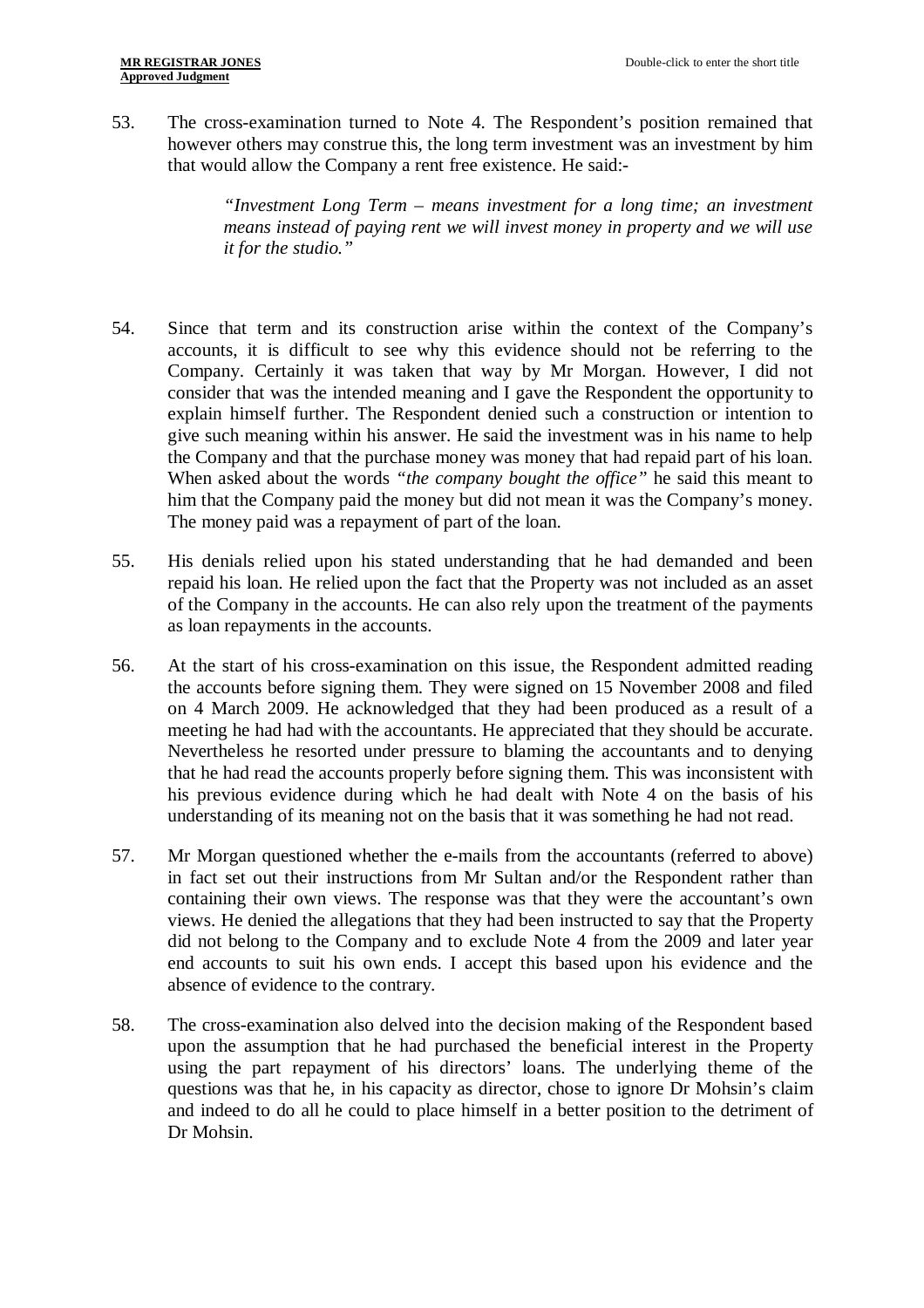53. The cross-examination turned to Note 4. The Respondent's position remained that however others may construe this, the long term investment was an investment by him that would allow the Company a rent free existence. He said:-

> *"Investment Long Term – means investment for a long time; an investment means instead of paying rent we will invest money in property and we will use it for the studio."*

54. Since that term and its construction arise within the context of the Company's accounts, it is difficult to see why this evidence should not be referring to the Company. Certainly it was taken that way by Mr Morgan. However, I did not consider that was the intended meaning and I gave the Respondent the opportunity to explain himself further. The Respondent denied such a construction or intention to give such meaning within his answer. He said the investment was in his name to help the Company and that the purchase money was money that had repaid part of his loan. When asked about the words *"the company bought the office"* he said this meant to him that the Company paid the money but did not mean it was the Company's money. The money paid was a repayment of part of the loan.

55. His denials relied upon his stated understanding that he had demanded and been repaid his loan. He relied upon the fact that the Property was not included as an asset of the Company in the accounts. He can also rely upon the treatment of the payments as loan repayments in the accounts.

56. At the start of his cross-examination on this issue, the Respondent admitted reading the accounts before signing them. They were signed on 15 November 2008 and filed on 4 March 2009. He acknowledged that they had been produced as a result of a meeting he had had with the accountants. He appreciated that they should be accurate. Nevertheless he resorted under pressure to blaming the accountants and to denying that he had read the accounts properly before signing them. This was inconsistent with his previous evidence during which he had dealt with Note 4 on the basis of his understanding of its meaning not on the basis that it was something he had not read.

57. Mr Morgan questioned whether the e-mails from the accountants (referred to above) in fact set out their instructions from Mr Sultan and/or the Respondent rather than containing their own views. The response was that they were the accountant's own views. He denied the allegations that they had been instructed to say that the Property did not belong to the Company and to exclude Note 4 from the 2009 and later year end accounts to suit his own ends. I accept this based upon his evidence and the absence of evidence to the contrary.

58. The cross-examination also delved into the decision making of the Respondent based upon the assumption that he had purchased the beneficial interest in the Property using the part repayment of his directors' loans. The underlying theme of the questions was that he, in his capacity as director, chose to ignore Dr Mohsin's claim and indeed to do all he could to place himself in a better position to the detriment of Dr Mohsin.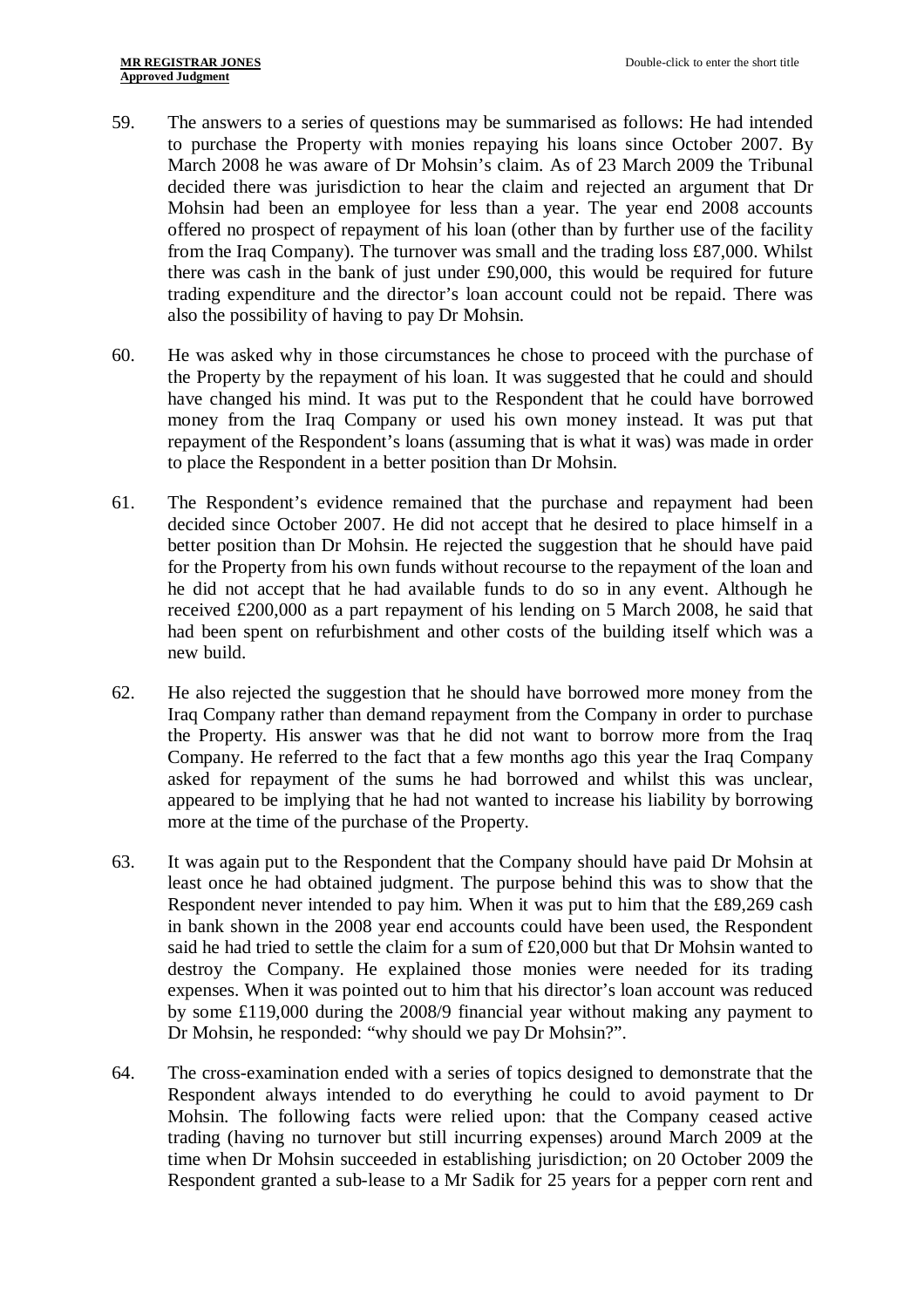59. The answers to a series of questions may be summarised as follows: He had intended to purchase the Property with monies repaying his loans since October 2007. By March 2008 he was aware of Dr Mohsin's claim. As of 23 March 2009 the Tribunal decided there was jurisdiction to hear the claim and rejected an argument that Dr Mohsin had been an employee for less than a year. The year end 2008 accounts offered no prospect of repayment of his loan (other than by further use of the facility from the Iraq Company). The turnover was small and the trading loss £87,000. Whilst there was cash in the bank of just under £90,000, this would be required for future trading expenditure and the director's loan account could not be repaid. There was also the possibility of having to pay Dr Mohsin.

60. He was asked why in those circumstances he chose to proceed with the purchase of the Property by the repayment of his loan. It was suggested that he could and should have changed his mind. It was put to the Respondent that he could have borrowed money from the Iraq Company or used his own money instead. It was put that repayment of the Respondent's loans (assuming that is what it was) was made in order to place the Respondent in a better position than Dr Mohsin.

61. The Respondent's evidence remained that the purchase and repayment had been decided since October 2007. He did not accept that he desired to place himself in a better position than Dr Mohsin. He rejected the suggestion that he should have paid for the Property from his own funds without recourse to the repayment of the loan and he did not accept that he had available funds to do so in any event. Although he received £200,000 as a part repayment of his lending on 5 March 2008, he said that had been spent on refurbishment and other costs of the building itself which was a new build.

62. He also rejected the suggestion that he should have borrowed more money from the Iraq Company rather than demand repayment from the Company in order to purchase the Property. His answer was that he did not want to borrow more from the Iraq Company. He referred to the fact that a few months ago this year the Iraq Company asked for repayment of the sums he had borrowed and whilst this was unclear, appeared to be implying that he had not wanted to increase his liability by borrowing more at the time of the purchase of the Property.

63. It was again put to the Respondent that the Company should have paid Dr Mohsin at least once he had obtained judgment. The purpose behind this was to show that the Respondent never intended to pay him. When it was put to him that the £89,269 cash in bank shown in the 2008 year end accounts could have been used, the Respondent said he had tried to settle the claim for a sum of £20,000 but that Dr Mohsin wanted to destroy the Company. He explained those monies were needed for its trading expenses. When it was pointed out to him that his director's loan account was reduced by some £119,000 during the 2008/9 financial year without making any payment to Dr Mohsin, he responded: "why should we pay Dr Mohsin?".

64. The cross-examination ended with a series of topics designed to demonstrate that the Respondent always intended to do everything he could to avoid payment to Dr Mohsin. The following facts were relied upon: that the Company ceased active trading (having no turnover but still incurring expenses) around March 2009 at the time when Dr Mohsin succeeded in establishing jurisdiction; on 20 October 2009 the Respondent granted a sub-lease to a Mr Sadik for 25 years for a pepper corn rent and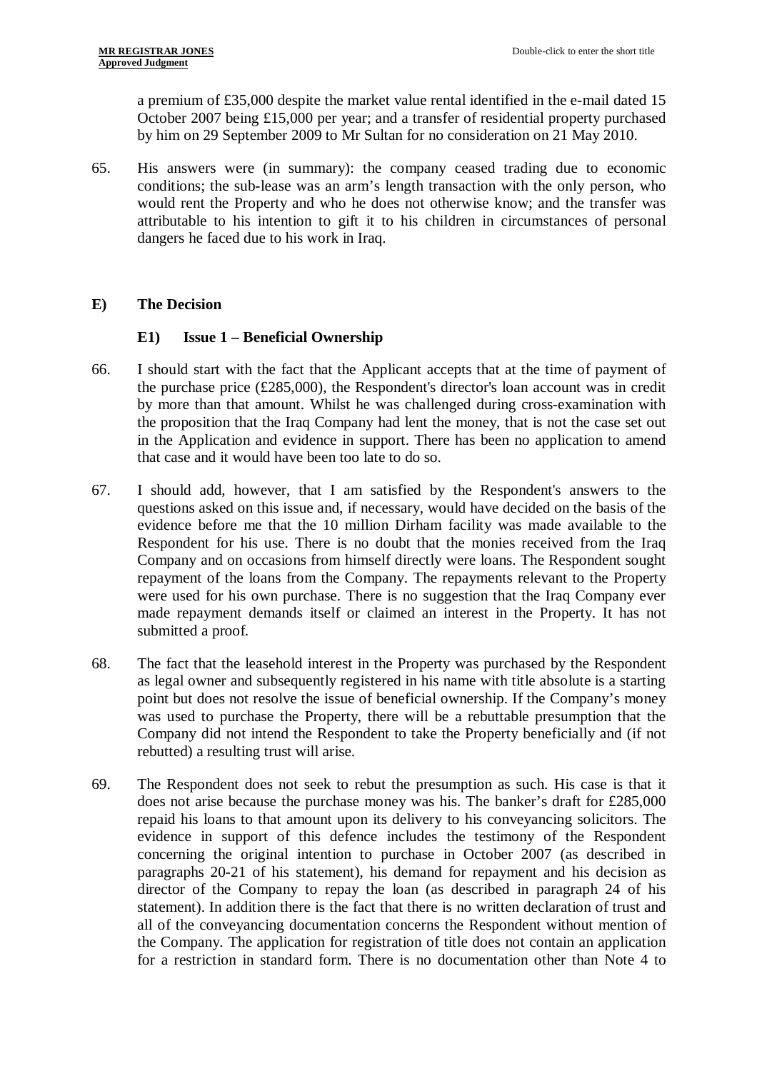a premium of £35,000 despite the market value rental identified in the e-mail dated 15 October 2007 being £15,000 per year; and a transfer of residential property purchased by him on 29 September 2009 to Mr Sultan for no consideration on 21 May 2010.

65. His answers were (in summary): the company ceased trading due to economic conditions; the sub-lease was an arm's length transaction with the only person, who would rent the Property and who he does not otherwise know; and the transfer was attributable to his intention to gift it to his children in circumstances of personal dangers he faced due to his work in Iraq.

## E) The Decision

### E1) Issue 1 – Beneficial Ownership

66. I should start with the fact that the Applicant accepts that at the time of payment of the purchase price (£285,000), the Respondent's director's loan account was in credit by more than that amount. Whilst he was challenged during cross-examination with the proposition that the Iraq Company had lent the money, that is not the case set out in the Application and evidence in support. There has been no application to amend that case and it would have been too late to do so.

67. I should add, however, that I am satisfied by the Respondent's answers to the questions asked on this issue and, if necessary, would have decided on the basis of the evidence before me that the 10 million Dirham facility was made available to the Respondent for his use. There is no doubt that the monies received from the Iraq Company and on occasions from himself directly were loans. The Respondent sought repayment of the loans from the Company. The repayments relevant to the Property were used for his own purchase. There is no suggestion that the Iraq Company ever made repayment demands itself or claimed an interest in the Property. It has not submitted a proof.

68. The fact that the leasehold interest in the Property was purchased by the Respondent as legal owner and subsequently registered in his name with title absolute is a starting point but does not resolve the issue of beneficial ownership. If the Company's money was used to purchase the Property, there will be a rebuttable presumption that the Company did not intend the Respondent to take the Property beneficially and (if not rebutted) a resulting trust will arise.

69. The Respondent does not seek to rebut the presumption as such. His case is that it does not arise because the purchase money was his. The banker's draft for £285,000 repaid his loans to that amount upon its delivery to his conveyancing solicitors. The evidence in support of this defence includes the testimony of the Respondent concerning the original intention to purchase in October 2007 (as described in paragraphs 20-21 of his statement), his demand for repayment and his decision as director of the Company to repay the loan (as described in paragraph 24 of his statement). In addition there is the fact that there is no written declaration of trust and all of the conveyancing documentation concerns the Respondent without mention of the Company. The application for registration of title does not contain an application for a restriction in standard form. There is no documentation other than Note 4 to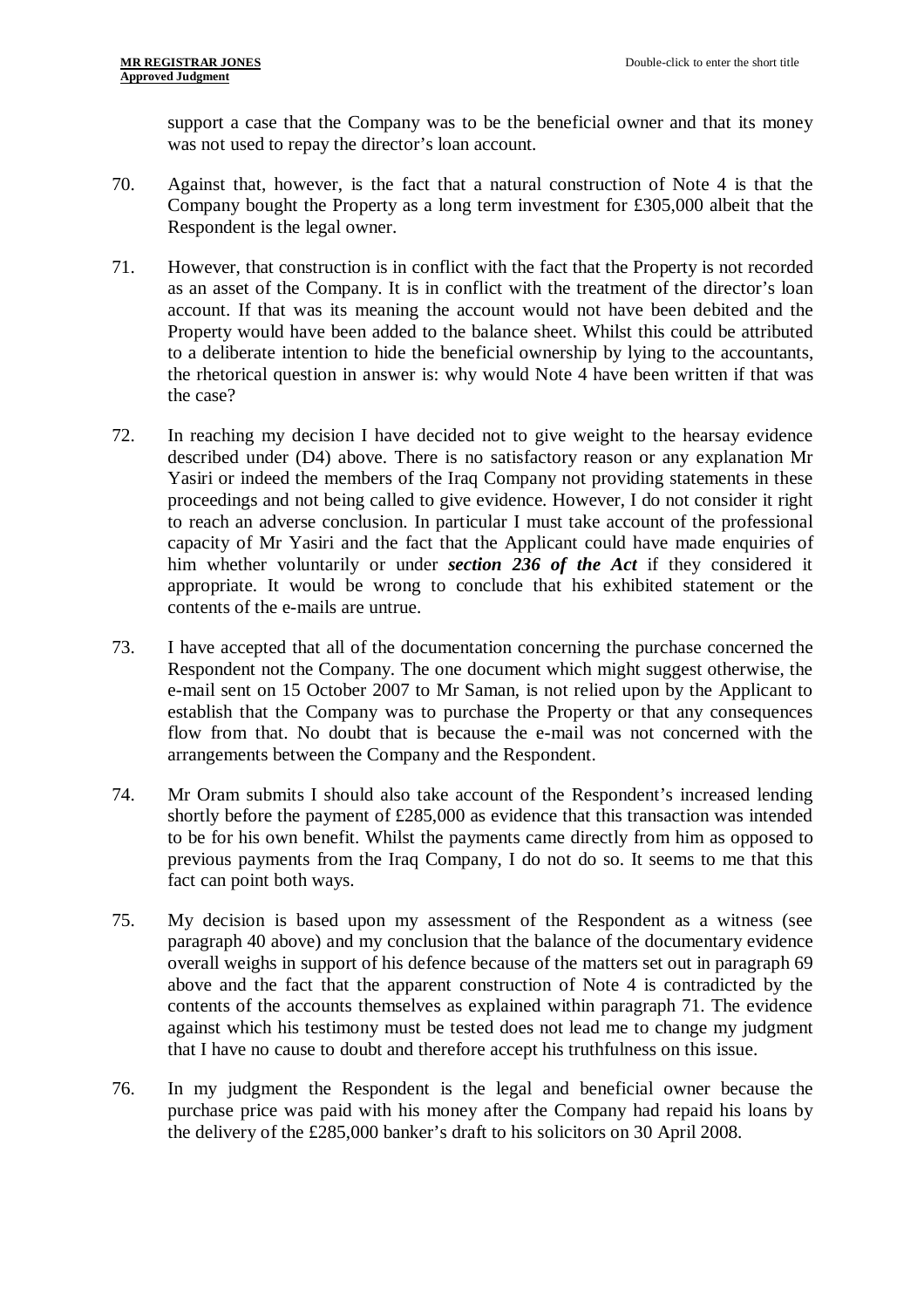support a case that the Company was to be the beneficial owner and that its money was not used to repay the director's loan account.

70. Against that, however, is the fact that a natural construction of Note 4 is that the Company bought the Property as a long term investment for £305,000 albeit that the Respondent is the legal owner.

71. However, that construction is in conflict with the fact that the Property is not recorded as an asset of the Company. It is in conflict with the treatment of the director's loan account. If that was its meaning the account would not have been debited and the Property would have been added to the balance sheet. Whilst this could be attributed to a deliberate intention to hide the beneficial ownership by lying to the accountants, the rhetorical question in answer is: why would Note 4 have been written if that was the case?

72. In reaching my decision I have decided not to give weight to the hearsay evidence described under (D4) above. There is no satisfactory reason or any explanation Mr Yasiri or indeed the members of the Iraq Company not providing statements in these proceedings and not being called to give evidence. However, I do not consider it right to reach an adverse conclusion. In particular I must take account of the professional capacity of Mr Yasiri and the fact that the Applicant could have made enquiries of him whether voluntarily or under ***section 236 of the Act*** if they considered it appropriate. It would be wrong to conclude that his exhibited statement or the contents of the e-mails are untrue.

73. I have accepted that all of the documentation concerning the purchase concerned the Respondent not the Company. The one document which might suggest otherwise, the e-mail sent on 15 October 2007 to Mr Saman, is not relied upon by the Applicant to establish that the Company was to purchase the Property or that any consequences flow from that. No doubt that is because the e-mail was not concerned with the arrangements between the Company and the Respondent.

74. Mr Oram submits I should also take account of the Respondent's increased lending shortly before the payment of £285,000 as evidence that this transaction was intended to be for his own benefit. Whilst the payments came directly from him as opposed to previous payments from the Iraq Company, I do not do so. It seems to me that this fact can point both ways.

75. My decision is based upon my assessment of the Respondent as a witness (see paragraph 40 above) and my conclusion that the balance of the documentary evidence overall weighs in support of his defence because of the matters set out in paragraph 69 above and the fact that the apparent construction of Note 4 is contradicted by the contents of the accounts themselves as explained within paragraph 71. The evidence against which his testimony must be tested does not lead me to change my judgment that I have no cause to doubt and therefore accept his truthfulness on this issue.

76. In my judgment the Respondent is the legal and beneficial owner because the purchase price was paid with his money after the Company had repaid his loans by the delivery of the £285,000 banker's draft to his solicitors on 30 April 2008.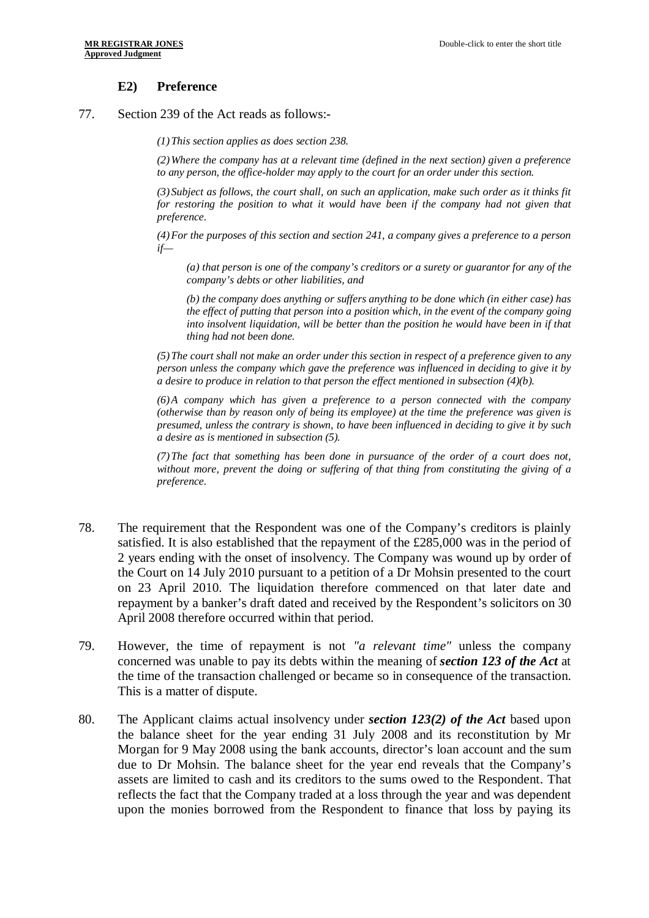### E2) Preference

77. Section 239 of the Act reads as follows:-

> *(1) This section applies as does section 238.*
>
> *(2) Where the company has at a relevant time (defined in the next section) given a preference to any person, the office-holder may apply to the court for an order under this section.*
>
> *(3) Subject as follows, the court shall, on such an application, make such order as it thinks fit for restoring the position to what it would have been if the company had not given that preference.*
>
> *(4) For the purposes of this section and section 241, a company gives a preference to a person if—*
>
> > *(a) that person is one of the company's creditors or a surety or guarantor for any of the company's debts or other liabilities, and*
> >
> > *(b) the company does anything or suffers anything to be done which (in either case) has the effect of putting that person into a position which, in the event of the company going into insolvent liquidation, will be better than the position he would have been in if that thing had not been done.*
>
> *(5) The court shall not make an order under this section in respect of a preference given to any person unless the company which gave the preference was influenced in deciding to give it by a desire to produce in relation to that person the effect mentioned in subsection (4)(b).*
>
> *(6) A company which has given a preference to a person connected with the company (otherwise than by reason only of being its employee) at the time the preference was given is presumed, unless the contrary is shown, to have been influenced in deciding to give it by such a desire as is mentioned in subsection (5).*
>
> *(7) The fact that something has been done in pursuance of the order of a court does not, without more, prevent the doing or suffering of that thing from constituting the giving of a preference.*

78. The requirement that the Respondent was one of the Company's creditors is plainly satisfied. It is also established that the repayment of the £285,000 was in the period of 2 years ending with the onset of insolvency. The Company was wound up by order of the Court on 14 July 2010 pursuant to a petition of a Dr Mohsin presented to the court on 23 April 2010. The liquidation therefore commenced on that later date and repayment by a banker's draft dated and received by the Respondent's solicitors on 30 April 2008 therefore occurred within that period.

79. However, the time of repayment is not *"a relevant time"* unless the company concerned was unable to pay its debts within the meaning of ***section 123 of the Act*** at the time of the transaction challenged or became so in consequence of the transaction. This is a matter of dispute.

80. The Applicant claims actual insolvency under ***section 123(2) of the Act*** based upon the balance sheet for the year ending 31 July 2008 and its reconstitution by Mr Morgan for 9 May 2008 using the bank accounts, director's loan account and the sum due to Dr Mohsin. The balance sheet for the year end reveals that the Company's assets are limited to cash and its creditors to the sums owed to the Respondent. That reflects the fact that the Company traded at a loss through the year and was dependent upon the monies borrowed from the Respondent to finance that loss by paying its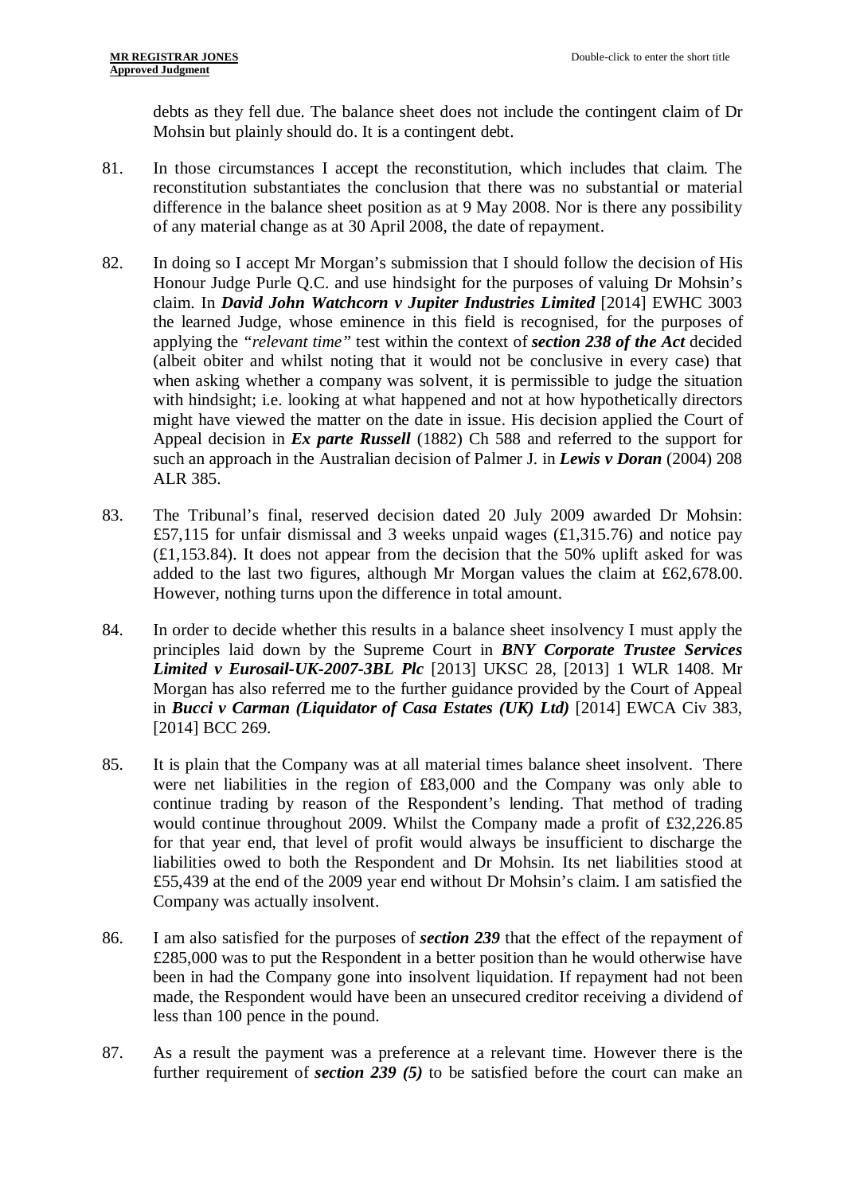debts as they fell due. The balance sheet does not include the contingent claim of Dr Mohsin but plainly should do. It is a contingent debt.

81. In those circumstances I accept the reconstitution, which includes that claim. The reconstitution substantiates the conclusion that there was no substantial or material difference in the balance sheet position as at 9 May 2008. Nor is there any possibility of any material change as at 30 April 2008, the date of repayment.

82. In doing so I accept Mr Morgan's submission that I should follow the decision of His Honour Judge Purle Q.C. and use hindsight for the purposes of valuing Dr Mohsin's claim. In ***David John Watchcorn v Jupiter Industries Limited*** [2014] EWHC 3003 the learned Judge, whose eminence in this field is recognised, for the purposes of applying the *"relevant time"* test within the context of ***section 238 of the Act*** decided (albeit obiter and whilst noting that it would not be conclusive in every case) that when asking whether a company was solvent, it is permissible to judge the situation with hindsight; i.e. looking at what happened and not at how hypothetically directors might have viewed the matter on the date in issue. His decision applied the Court of Appeal decision in ***Ex parte Russell*** (1882) Ch 588 and referred to the support for such an approach in the Australian decision of Palmer J. in ***Lewis v Doran*** (2004) 208 ALR 385.

83. The Tribunal's final, reserved decision dated 20 July 2009 awarded Dr Mohsin: £57,115 for unfair dismissal and 3 weeks unpaid wages (£1,315.76) and notice pay (£1,153.84). It does not appear from the decision that the 50% uplift asked for was added to the last two figures, although Mr Morgan values the claim at £62,678.00. However, nothing turns upon the difference in total amount.

84. In order to decide whether this results in a balance sheet insolvency I must apply the principles laid down by the Supreme Court in ***BNY Corporate Trustee Services Limited v Eurosail-UK-2007-3BL Plc*** [2013] UKSC 28, [2013] 1 WLR 1408. Mr Morgan has also referred me to the further guidance provided by the Court of Appeal in ***Bucci v Carman (Liquidator of Casa Estates (UK) Ltd)*** [2014] EWCA Civ 383, [2014] BCC 269.

85. It is plain that the Company was at all material times balance sheet insolvent. There were net liabilities in the region of £83,000 and the Company was only able to continue trading by reason of the Respondent's lending. That method of trading would continue throughout 2009. Whilst the Company made a profit of £32,226.85 for that year end, that level of profit would always be insufficient to discharge the liabilities owed to both the Respondent and Dr Mohsin. Its net liabilities stood at £55,439 at the end of the 2009 year end without Dr Mohsin's claim. I am satisfied the Company was actually insolvent.

86. I am also satisfied for the purposes of ***section 239*** that the effect of the repayment of £285,000 was to put the Respondent in a better position than he would otherwise have been in had the Company gone into insolvent liquidation. If repayment had not been made, the Respondent would have been an unsecured creditor receiving a dividend of less than 100 pence in the pound.

87. As a result the payment was a preference at a relevant time. However there is the further requirement of ***section 239 (5)*** to be satisfied before the court can make an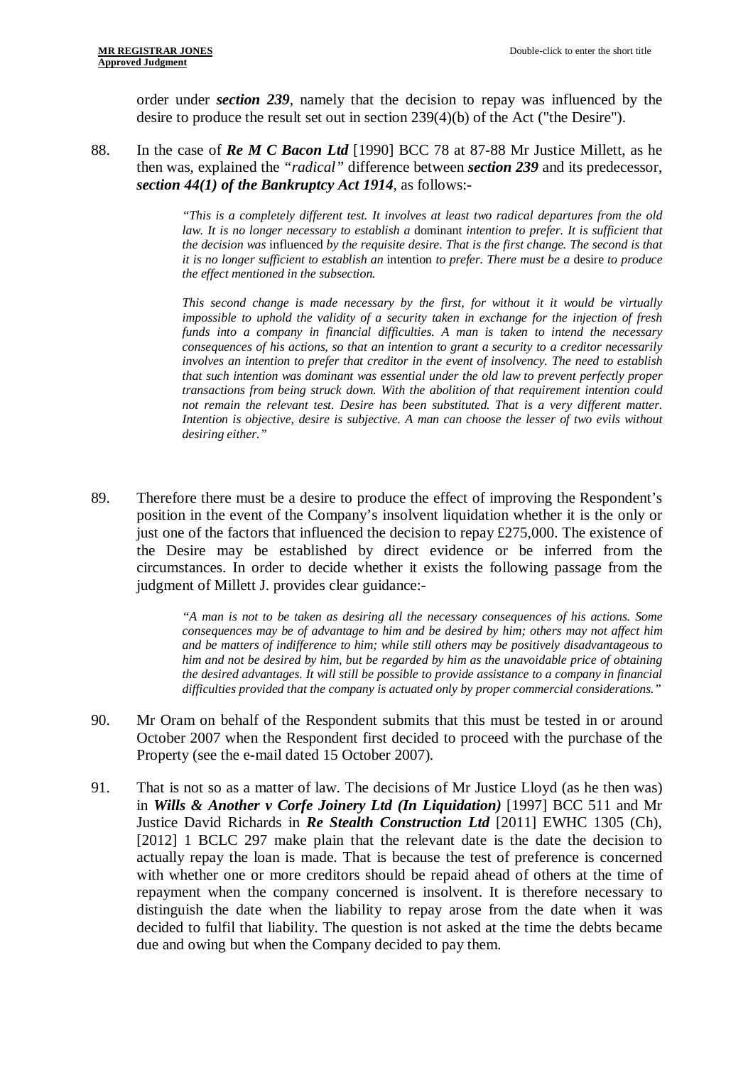order under ***section 239***, namely that the decision to repay was influenced by the desire to produce the result set out in section 239(4)(b) of the Act ("the Desire").

88. In the case of ***Re M C Bacon Ltd*** [1990] BCC 78 at 87-88 Mr Justice Millett, as he then was, explained the *"radical"* difference between ***section 239*** and its predecessor, ***section 44(1) of the Bankruptcy Act 1914***, as follows:-

> *"This is a completely different test. It involves at least two radical departures from the old law. It is no longer necessary to establish a* dominant *intention to prefer. It is sufficient that the decision was* influenced *by the requisite desire. That is the first change. The second is that it is no longer sufficient to establish an* intention *to prefer. There must be a* desire *to produce the effect mentioned in the subsection.*
>
> *This second change is made necessary by the first, for without it it would be virtually impossible to uphold the validity of a security taken in exchange for the injection of fresh funds into a company in financial difficulties. A man is taken to intend the necessary consequences of his actions, so that an intention to grant a security to a creditor necessarily involves an intention to prefer that creditor in the event of insolvency. The need to establish that such intention was dominant was essential under the old law to prevent perfectly proper transactions from being struck down. With the abolition of that requirement intention could not remain the relevant test. Desire has been substituted. That is a very different matter. Intention is objective, desire is subjective. A man can choose the lesser of two evils without desiring either."*

89. Therefore there must be a desire to produce the effect of improving the Respondent's position in the event of the Company's insolvent liquidation whether it is the only or just one of the factors that influenced the decision to repay £275,000. The existence of the Desire may be established by direct evidence or be inferred from the circumstances. In order to decide whether it exists the following passage from the judgment of Millett J. provides clear guidance:-

> *"A man is not to be taken as desiring all the necessary consequences of his actions. Some consequences may be of advantage to him and be desired by him; others may not affect him and be matters of indifference to him; while still others may be positively disadvantageous to him and not be desired by him, but be regarded by him as the unavoidable price of obtaining the desired advantages. It will still be possible to provide assistance to a company in financial difficulties provided that the company is actuated only by proper commercial considerations."*

90. Mr Oram on behalf of the Respondent submits that this must be tested in or around October 2007 when the Respondent first decided to proceed with the purchase of the Property (see the e-mail dated 15 October 2007).

91. That is not so as a matter of law. The decisions of Mr Justice Lloyd (as he then was) in ***Wills & Another v Corfe Joinery Ltd (In Liquidation)*** [1997] BCC 511 and Mr Justice David Richards in ***Re Stealth Construction Ltd*** [2011] EWHC 1305 (Ch), [2012] 1 BCLC 297 make plain that the relevant date is the date the decision to actually repay the loan is made. That is because the test of preference is concerned with whether one or more creditors should be repaid ahead of others at the time of repayment when the company concerned is insolvent. It is therefore necessary to distinguish the date when the liability to repay arose from the date when it was decided to fulfil that liability. The question is not asked at the time the debts became due and owing but when the Company decided to pay them.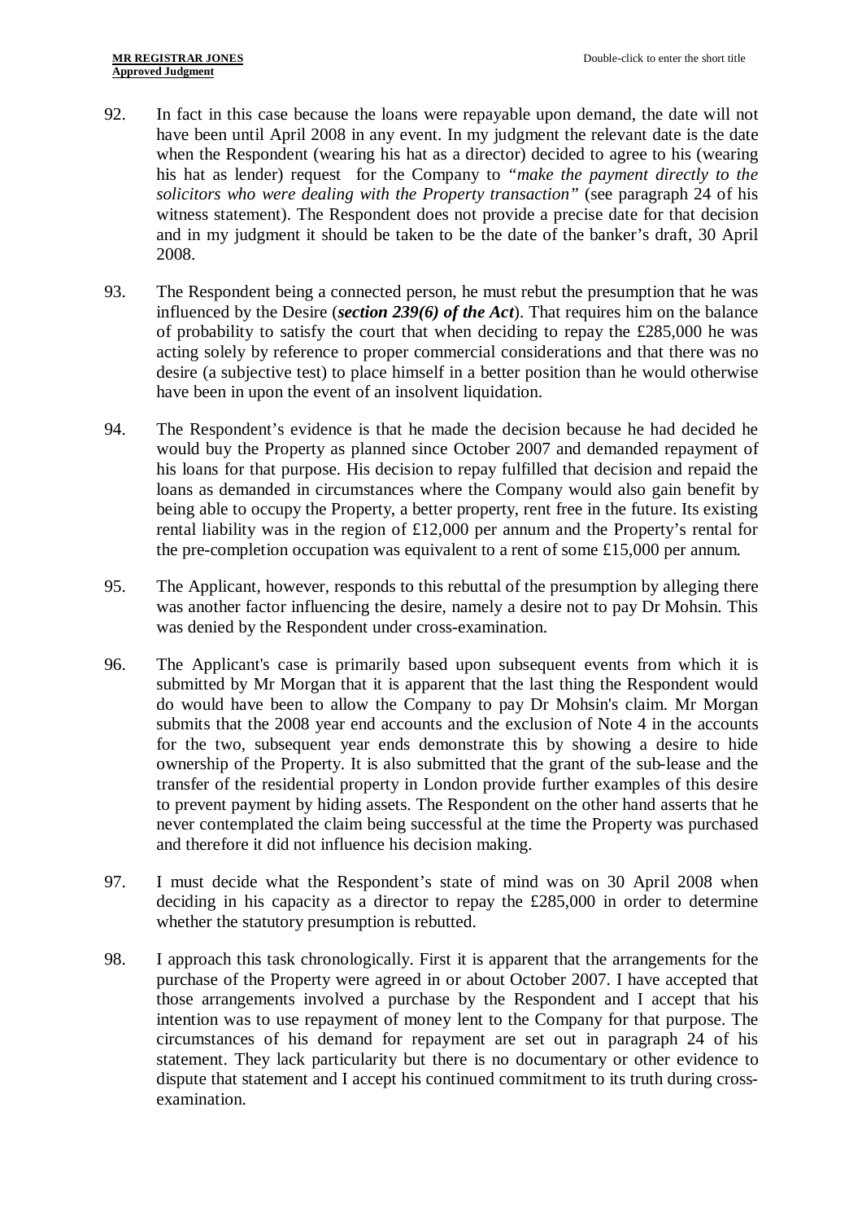92. In fact in this case because the loans were repayable upon demand, the date will not have been until April 2008 in any event. In my judgment the relevant date is the date when the Respondent (wearing his hat as a director) decided to agree to his (wearing his hat as lender) request for the Company to "*make the payment directly to the solicitors who were dealing with the Property transaction*" (see paragraph 24 of his witness statement). The Respondent does not provide a precise date for that decision and in my judgment it should be taken to be the date of the banker's draft, 30 April 2008.

93. The Respondent being a connected person, he must rebut the presumption that he was influenced by the Desire (***section 239(6) of the Act***). That requires him on the balance of probability to satisfy the court that when deciding to repay the £285,000 he was acting solely by reference to proper commercial considerations and that there was no desire (a subjective test) to place himself in a better position than he would otherwise have been in upon the event of an insolvent liquidation.

94. The Respondent's evidence is that he made the decision because he had decided he would buy the Property as planned since October 2007 and demanded repayment of his loans for that purpose. His decision to repay fulfilled that decision and repaid the loans as demanded in circumstances where the Company would also gain benefit by being able to occupy the Property, a better property, rent free in the future. Its existing rental liability was in the region of £12,000 per annum and the Property's rental for the pre-completion occupation was equivalent to a rent of some £15,000 per annum.

95. The Applicant, however, responds to this rebuttal of the presumption by alleging there was another factor influencing the desire, namely a desire not to pay Dr Mohsin. This was denied by the Respondent under cross-examination.

96. The Applicant's case is primarily based upon subsequent events from which it is submitted by Mr Morgan that it is apparent that the last thing the Respondent would do would have been to allow the Company to pay Dr Mohsin's claim. Mr Morgan submits that the 2008 year end accounts and the exclusion of Note 4 in the accounts for the two, subsequent year ends demonstrate this by showing a desire to hide ownership of the Property. It is also submitted that the grant of the sub-lease and the transfer of the residential property in London provide further examples of this desire to prevent payment by hiding assets. The Respondent on the other hand asserts that he never contemplated the claim being successful at the time the Property was purchased and therefore it did not influence his decision making.

97. I must decide what the Respondent's state of mind was on 30 April 2008 when deciding in his capacity as a director to repay the £285,000 in order to determine whether the statutory presumption is rebutted.

98. I approach this task chronologically. First it is apparent that the arrangements for the purchase of the Property were agreed in or about October 2007. I have accepted that those arrangements involved a purchase by the Respondent and I accept that his intention was to use repayment of money lent to the Company for that purpose. The circumstances of his demand for repayment are set out in paragraph 24 of his statement. They lack particularity but there is no documentary or other evidence to dispute that statement and I accept his continued commitment to its truth during cross-examination.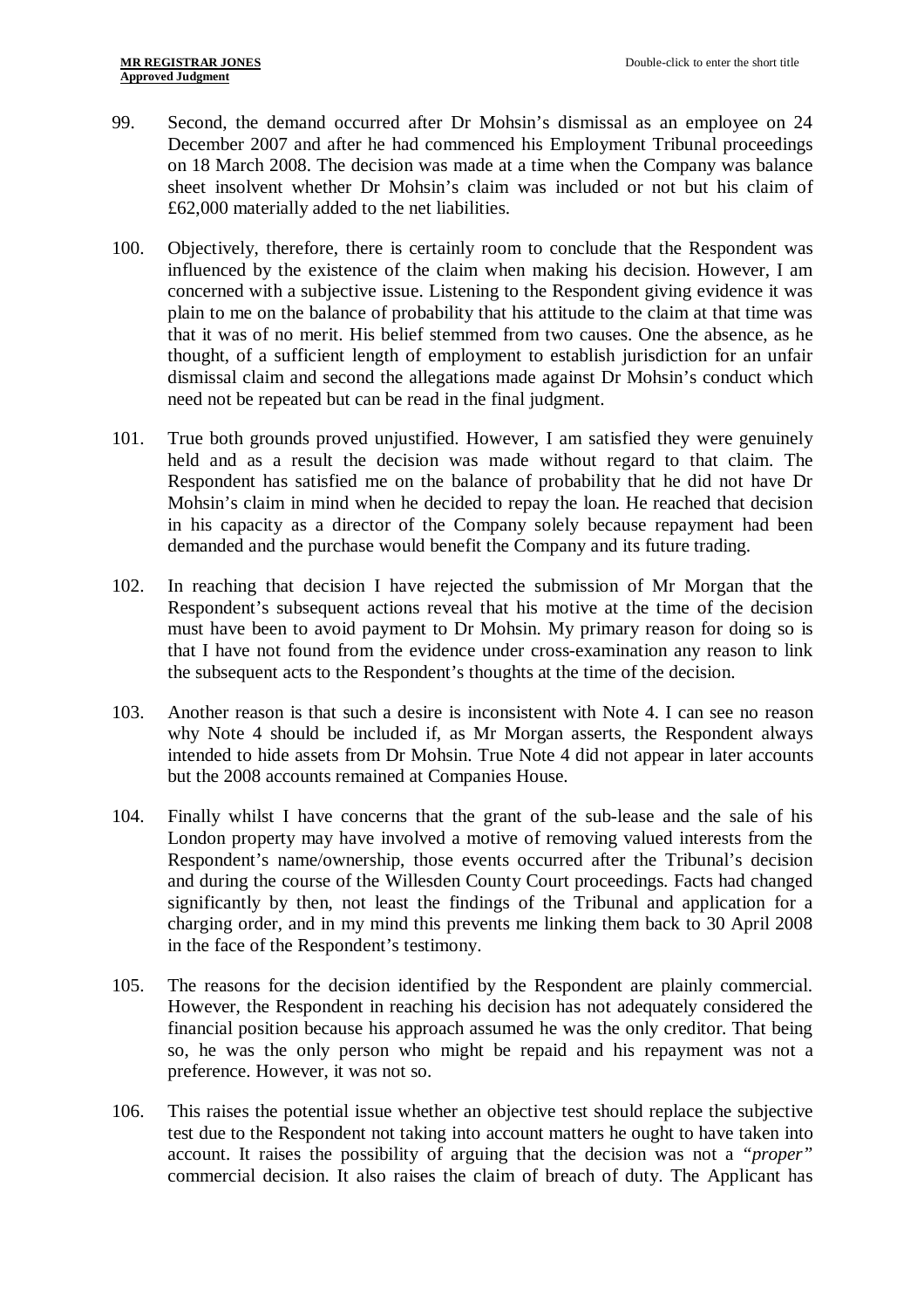99. Second, the demand occurred after Dr Mohsin's dismissal as an employee on 24 December 2007 and after he had commenced his Employment Tribunal proceedings on 18 March 2008. The decision was made at a time when the Company was balance sheet insolvent whether Dr Mohsin's claim was included or not but his claim of £62,000 materially added to the net liabilities.

100. Objectively, therefore, there is certainly room to conclude that the Respondent was influenced by the existence of the claim when making his decision. However, I am concerned with a subjective issue. Listening to the Respondent giving evidence it was plain to me on the balance of probability that his attitude to the claim at that time was that it was of no merit. His belief stemmed from two causes. One the absence, as he thought, of a sufficient length of employment to establish jurisdiction for an unfair dismissal claim and second the allegations made against Dr Mohsin's conduct which need not be repeated but can be read in the final judgment.

101. True both grounds proved unjustified. However, I am satisfied they were genuinely held and as a result the decision was made without regard to that claim. The Respondent has satisfied me on the balance of probability that he did not have Dr Mohsin's claim in mind when he decided to repay the loan. He reached that decision in his capacity as a director of the Company solely because repayment had been demanded and the purchase would benefit the Company and its future trading.

102. In reaching that decision I have rejected the submission of Mr Morgan that the Respondent's subsequent actions reveal that his motive at the time of the decision must have been to avoid payment to Dr Mohsin. My primary reason for doing so is that I have not found from the evidence under cross-examination any reason to link the subsequent acts to the Respondent's thoughts at the time of the decision.

103. Another reason is that such a desire is inconsistent with Note 4. I can see no reason why Note 4 should be included if, as Mr Morgan asserts, the Respondent always intended to hide assets from Dr Mohsin. True Note 4 did not appear in later accounts but the 2008 accounts remained at Companies House.

104. Finally whilst I have concerns that the grant of the sub-lease and the sale of his London property may have involved a motive of removing valued interests from the Respondent's name/ownership, those events occurred after the Tribunal's decision and during the course of the Willesden County Court proceedings. Facts had changed significantly by then, not least the findings of the Tribunal and application for a charging order, and in my mind this prevents me linking them back to 30 April 2008 in the face of the Respondent's testimony.

105. The reasons for the decision identified by the Respondent are plainly commercial. However, the Respondent in reaching his decision has not adequately considered the financial position because his approach assumed he was the only creditor. That being so, he was the only person who might be repaid and his repayment was not a preference. However, it was not so.

106. This raises the potential issue whether an objective test should replace the subjective test due to the Respondent not taking into account matters he ought to have taken into account. It raises the possibility of arguing that the decision was not a *"proper"* commercial decision. It also raises the claim of breach of duty. The Applicant has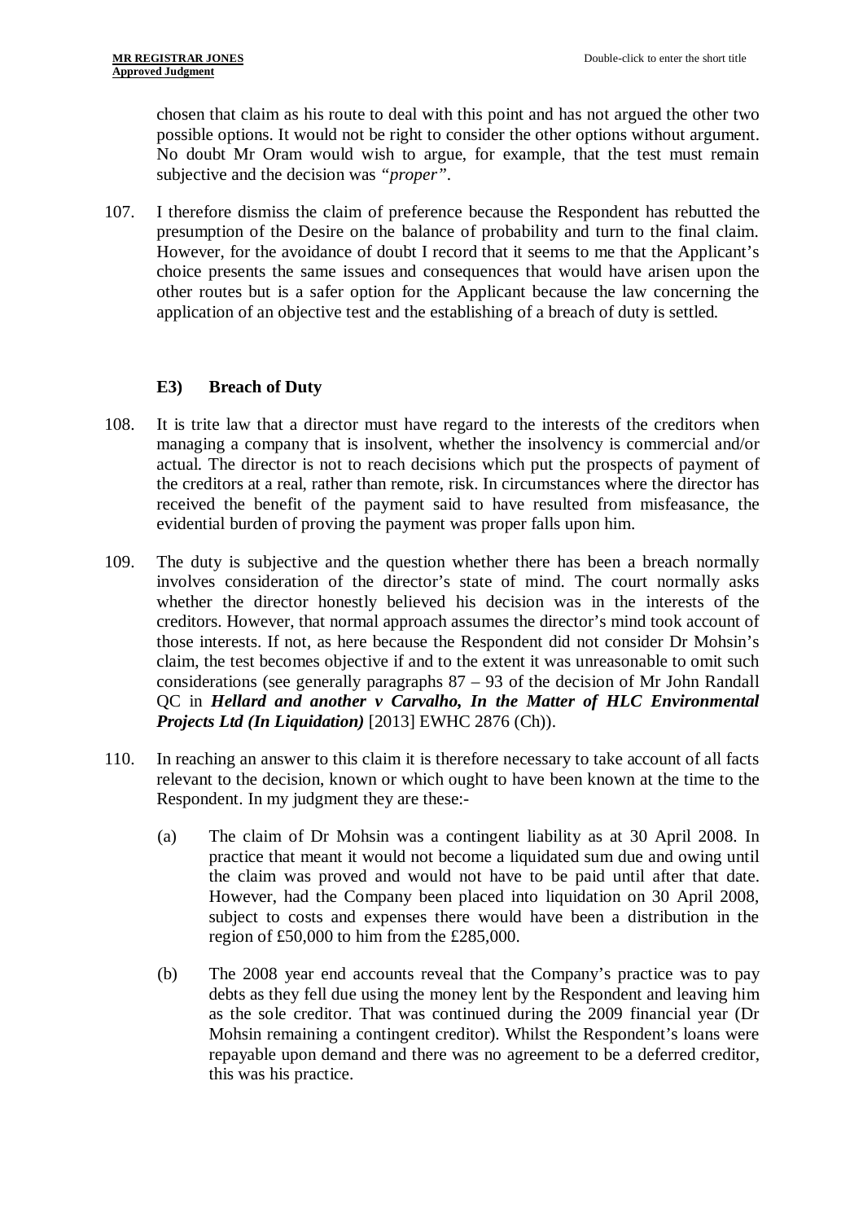chosen that claim as his route to deal with this point and has not argued the other two possible options. It would not be right to consider the other options without argument. No doubt Mr Oram would wish to argue, for example, that the test must remain subjective and the decision was *"proper"*.

107. I therefore dismiss the claim of preference because the Respondent has rebutted the presumption of the Desire on the balance of probability and turn to the final claim. However, for the avoidance of doubt I record that it seems to me that the Applicant's choice presents the same issues and consequences that would have arisen upon the other routes but is a safer option for the Applicant because the law concerning the application of an objective test and the establishing of a breach of duty is settled.

### E3) Breach of Duty

108. It is trite law that a director must have regard to the interests of the creditors when managing a company that is insolvent, whether the insolvency is commercial and/or actual. The director is not to reach decisions which put the prospects of payment of the creditors at a real, rather than remote, risk. In circumstances where the director has received the benefit of the payment said to have resulted from misfeasance, the evidential burden of proving the payment was proper falls upon him.

109. The duty is subjective and the question whether there has been a breach normally involves consideration of the director's state of mind. The court normally asks whether the director honestly believed his decision was in the interests of the creditors. However, that normal approach assumes the director's mind took account of those interests. If not, as here because the Respondent did not consider Dr Mohsin's claim, the test becomes objective if and to the extent it was unreasonable to omit such considerations (see generally paragraphs 87 – 93 of the decision of Mr John Randall QC in ***Hellard and another v Carvalho, In the Matter of HLC Environmental Projects Ltd (In Liquidation)*** [2013] EWHC 2876 (Ch)).

110. In reaching an answer to this claim it is therefore necessary to take account of all facts relevant to the decision, known or which ought to have been known at the time to the Respondent. In my judgment they are these:-

    (a) The claim of Dr Mohsin was a contingent liability as at 30 April 2008. In practice that meant it would not become a liquidated sum due and owing until the claim was proved and would not have to be paid until after that date. However, had the Company been placed into liquidation on 30 April 2008, subject to costs and expenses there would have been a distribution in the region of £50,000 to him from the £285,000.

    (b) The 2008 year end accounts reveal that the Company's practice was to pay debts as they fell due using the money lent by the Respondent and leaving him as the sole creditor. That was continued during the 2009 financial year (Dr Mohsin remaining a contingent creditor). Whilst the Respondent's loans were repayable upon demand and there was no agreement to be a deferred creditor, this was his practice.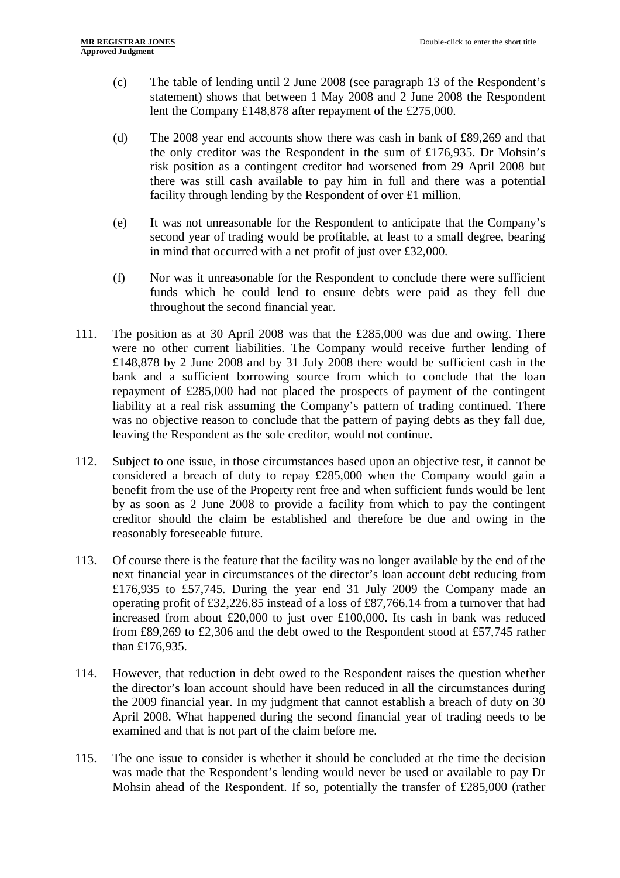(c) The table of lending until 2 June 2008 (see paragraph 13 of the Respondent's statement) shows that between 1 May 2008 and 2 June 2008 the Respondent lent the Company £148,878 after repayment of the £275,000.

(d) The 2008 year end accounts show there was cash in bank of £89,269 and that the only creditor was the Respondent in the sum of £176,935. Dr Mohsin's risk position as a contingent creditor had worsened from 29 April 2008 but there was still cash available to pay him in full and there was a potential facility through lending by the Respondent of over £1 million.

(e) It was not unreasonable for the Respondent to anticipate that the Company's second year of trading would be profitable, at least to a small degree, bearing in mind that occurred with a net profit of just over £32,000.

(f) Nor was it unreasonable for the Respondent to conclude there were sufficient funds which he could lend to ensure debts were paid as they fell due throughout the second financial year.

111. The position as at 30 April 2008 was that the £285,000 was due and owing. There were no other current liabilities. The Company would receive further lending of £148,878 by 2 June 2008 and by 31 July 2008 there would be sufficient cash in the bank and a sufficient borrowing source from which to conclude that the loan repayment of £285,000 had not placed the prospects of payment of the contingent liability at a real risk assuming the Company's pattern of trading continued. There was no objective reason to conclude that the pattern of paying debts as they fall due, leaving the Respondent as the sole creditor, would not continue.

112. Subject to one issue, in those circumstances based upon an objective test, it cannot be considered a breach of duty to repay £285,000 when the Company would gain a benefit from the use of the Property rent free and when sufficient funds would be lent by as soon as 2 June 2008 to provide a facility from which to pay the contingent creditor should the claim be established and therefore be due and owing in the reasonably foreseeable future.

113. Of course there is the feature that the facility was no longer available by the end of the next financial year in circumstances of the director's loan account debt reducing from £176,935 to £57,745. During the year end 31 July 2009 the Company made an operating profit of £32,226.85 instead of a loss of £87,766.14 from a turnover that had increased from about £20,000 to just over £100,000. Its cash in bank was reduced from £89,269 to £2,306 and the debt owed to the Respondent stood at £57,745 rather than £176,935.

114. However, that reduction in debt owed to the Respondent raises the question whether the director's loan account should have been reduced in all the circumstances during the 2009 financial year. In my judgment that cannot establish a breach of duty on 30 April 2008. What happened during the second financial year of trading needs to be examined and that is not part of the claim before me.

115. The one issue to consider is whether it should be concluded at the time the decision was made that the Respondent's lending would never be used or available to pay Dr Mohsin ahead of the Respondent. If so, potentially the transfer of £285,000 (rather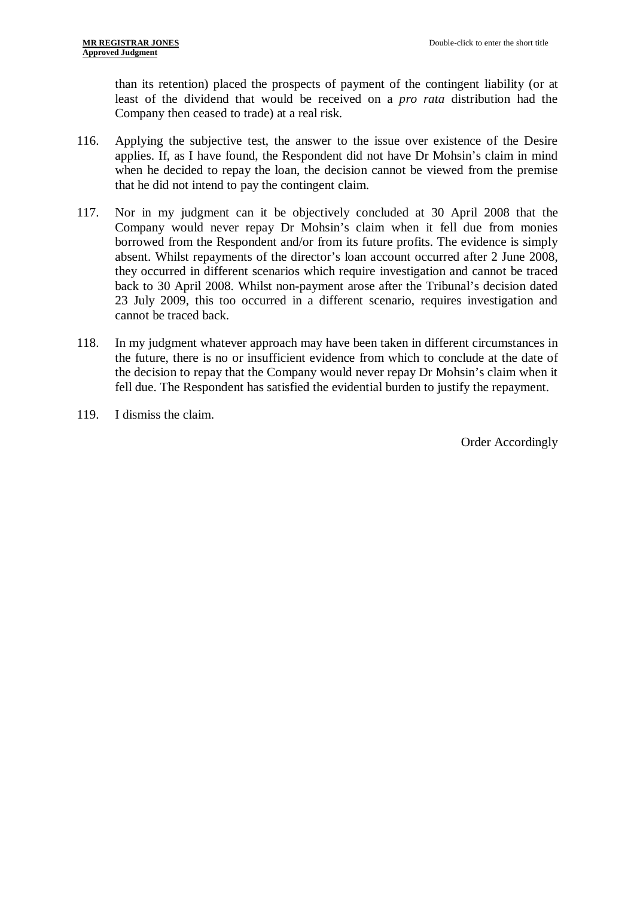than its retention) placed the prospects of payment of the contingent liability (or at least of the dividend that would be received on a *pro rata* distribution had the Company then ceased to trade) at a real risk.

116. Applying the subjective test, the answer to the issue over existence of the Desire applies. If, as I have found, the Respondent did not have Dr Mohsin's claim in mind when he decided to repay the loan, the decision cannot be viewed from the premise that he did not intend to pay the contingent claim.

117. Nor in my judgment can it be objectively concluded at 30 April 2008 that the Company would never repay Dr Mohsin's claim when it fell due from monies borrowed from the Respondent and/or from its future profits. The evidence is simply absent. Whilst repayments of the director's loan account occurred after 2 June 2008, they occurred in different scenarios which require investigation and cannot be traced back to 30 April 2008. Whilst non-payment arose after the Tribunal's decision dated 23 July 2009, this too occurred in a different scenario, requires investigation and cannot be traced back.

118. In my judgment whatever approach may have been taken in different circumstances in the future, there is no or insufficient evidence from which to conclude at the date of the decision to repay that the Company would never repay Dr Mohsin's claim when it fell due. The Respondent has satisfied the evidential burden to justify the repayment.

119. I dismiss the claim.

Order Accordingly